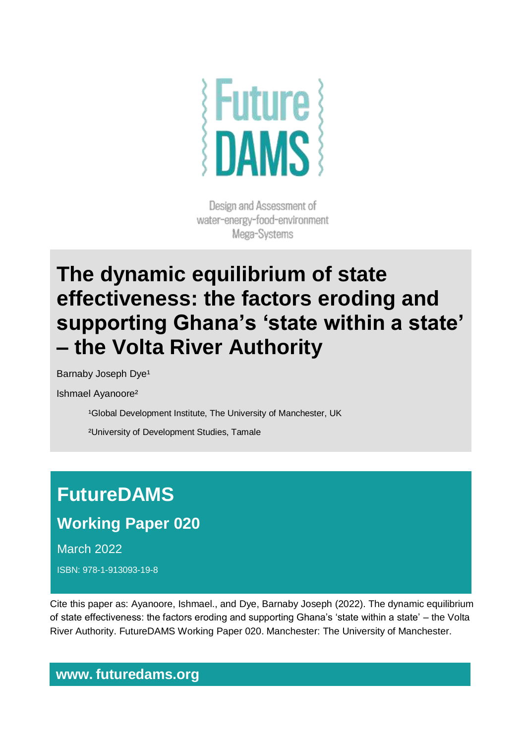Future DAMS

Design and Assessment of water-energy-food-environment Mega-Systems

# The dynamic equilibrium of state effectiveness: the factors eroding and supporting Ghana's 'state within a state' – the Volta River Authority

Barnaby Joseph Dye[1]

Ishmael Ayanoore[2]

[1]Global Development Institute, The University of Manchester, UK

[2]University of Development Studies, Tamale

## FutureDAMS

### Working Paper 020

March 2022

ISBN: 978-1-913093-19-8

Cite this paper as: Ayanoore, Ishmael., and Dye, Barnaby Joseph (2022). The dynamic equilibrium of state effectiveness: the factors eroding and supporting Ghana's 'state within a state' – the Volta River Authority. FutureDAMS Working Paper 020. Manchester: The University of Manchester.

**www. futuredams.org**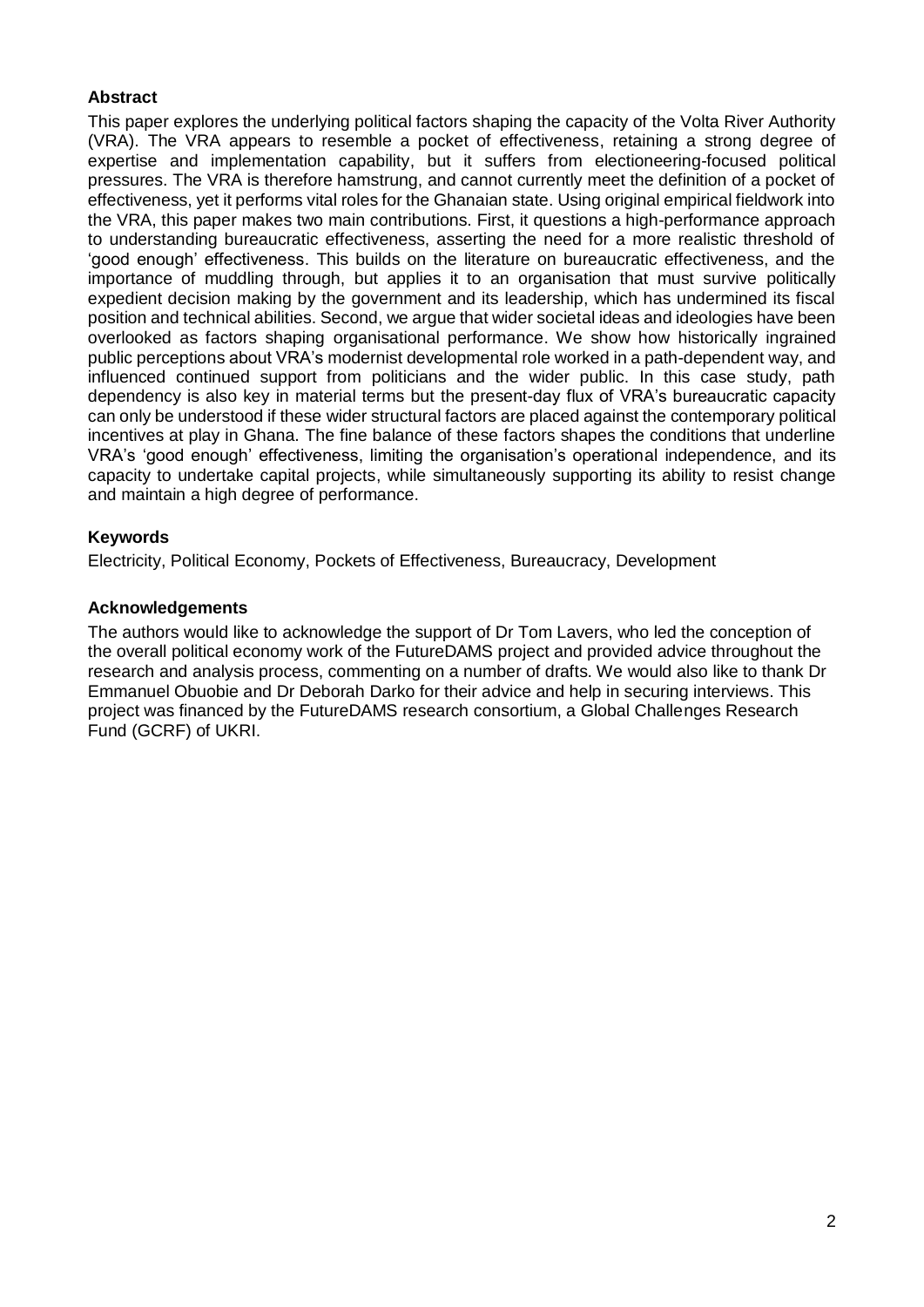## Abstract

This paper explores the underlying political factors shaping the capacity of the Volta River Authority (VRA). The VRA appears to resemble a pocket of effectiveness, retaining a strong degree of expertise and implementation capability, but it suffers from electioneering-focused political pressures. The VRA is therefore hamstrung, and cannot currently meet the definition of a pocket of effectiveness, yet it performs vital roles for the Ghanaian state. Using original empirical fieldwork into the VRA, this paper makes two main contributions. First, it questions a high-performance approach to understanding bureaucratic effectiveness, asserting the need for a more realistic threshold of 'good enough' effectiveness. This builds on the literature on bureaucratic effectiveness, and the importance of muddling through, but applies it to an organisation that must survive politically expedient decision making by the government and its leadership, which has undermined its fiscal position and technical abilities. Second, we argue that wider societal ideas and ideologies have been overlooked as factors shaping organisational performance. We show how historically ingrained public perceptions about VRA's modernist developmental role worked in a path-dependent way, and influenced continued support from politicians and the wider public. In this case study, path dependency is also key in material terms but the present-day flux of VRA's bureaucratic capacity can only be understood if these wider structural factors are placed against the contemporary political incentives at play in Ghana. The fine balance of these factors shapes the conditions that underline VRA's 'good enough' effectiveness, limiting the organisation's operational independence, and its capacity to undertake capital projects, while simultaneously supporting its ability to resist change and maintain a high degree of performance.

## Keywords

Electricity, Political Economy, Pockets of Effectiveness, Bureaucracy, Development

## Acknowledgements

The authors would like to acknowledge the support of Dr Tom Lavers, who led the conception of the overall political economy work of the FutureDAMS project and provided advice throughout the research and analysis process, commenting on a number of drafts. We would also like to thank Dr Emmanuel Obuobie and Dr Deborah Darko for their advice and help in securing interviews. This project was financed by the FutureDAMS research consortium, a Global Challenges Research Fund (GCRF) of UKRI.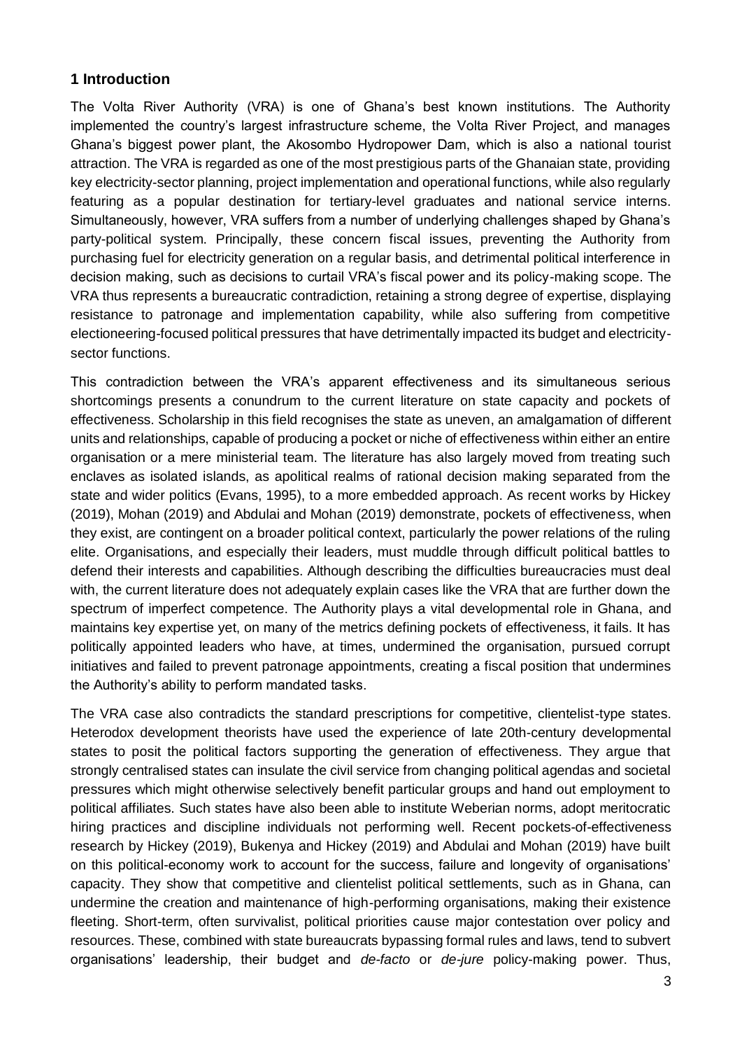## 1 Introduction

The Volta River Authority (VRA) is one of Ghana's best known institutions. The Authority implemented the country's largest infrastructure scheme, the Volta River Project, and manages Ghana's biggest power plant, the Akosombo Hydropower Dam, which is also a national tourist attraction. The VRA is regarded as one of the most prestigious parts of the Ghanaian state, providing key electricity-sector planning, project implementation and operational functions, while also regularly featuring as a popular destination for tertiary-level graduates and national service interns. Simultaneously, however, VRA suffers from a number of underlying challenges shaped by Ghana's party-political system. Principally, these concern fiscal issues, preventing the Authority from purchasing fuel for electricity generation on a regular basis, and detrimental political interference in decision making, such as decisions to curtail VRA's fiscal power and its policy-making scope. The VRA thus represents a bureaucratic contradiction, retaining a strong degree of expertise, displaying resistance to patronage and implementation capability, while also suffering from competitive electioneering-focused political pressures that have detrimentally impacted its budget and electricity-sector functions.

This contradiction between the VRA's apparent effectiveness and its simultaneous serious shortcomings presents a conundrum to the current literature on state capacity and pockets of effectiveness. Scholarship in this field recognises the state as uneven, an amalgamation of different units and relationships, capable of producing a pocket or niche of effectiveness within either an entire organisation or a mere ministerial team. The literature has also largely moved from treating such enclaves as isolated islands, as apolitical realms of rational decision making separated from the state and wider politics (Evans, 1995), to a more embedded approach. As recent works by Hickey (2019), Mohan (2019) and Abdulai and Mohan (2019) demonstrate, pockets of effectiveness, when they exist, are contingent on a broader political context, particularly the power relations of the ruling elite. Organisations, and especially their leaders, must muddle through difficult political battles to defend their interests and capabilities. Although describing the difficulties bureaucracies must deal with, the current literature does not adequately explain cases like the VRA that are further down the spectrum of imperfect competence. The Authority plays a vital developmental role in Ghana, and maintains key expertise yet, on many of the metrics defining pockets of effectiveness, it fails. It has politically appointed leaders who have, at times, undermined the organisation, pursued corrupt initiatives and failed to prevent patronage appointments, creating a fiscal position that undermines the Authority's ability to perform mandated tasks.

The VRA case also contradicts the standard prescriptions for competitive, clientelist-type states. Heterodox development theorists have used the experience of late 20th-century developmental states to posit the political factors supporting the generation of effectiveness. They argue that strongly centralised states can insulate the civil service from changing political agendas and societal pressures which might otherwise selectively benefit particular groups and hand out employment to political affiliates. Such states have also been able to institute Weberian norms, adopt meritocratic hiring practices and discipline individuals not performing well. Recent pockets-of-effectiveness research by Hickey (2019), Bukenya and Hickey (2019) and Abdulai and Mohan (2019) have built on this political-economy work to account for the success, failure and longevity of organisations' capacity. They show that competitive and clientelist political settlements, such as in Ghana, can undermine the creation and maintenance of high-performing organisations, making their existence fleeting. Short-term, often survivalist, political priorities cause major contestation over policy and resources. These, combined with state bureaucrats bypassing formal rules and laws, tend to subvert organisations' leadership, their budget and *de-facto* or *de-jure* policy-making power. Thus,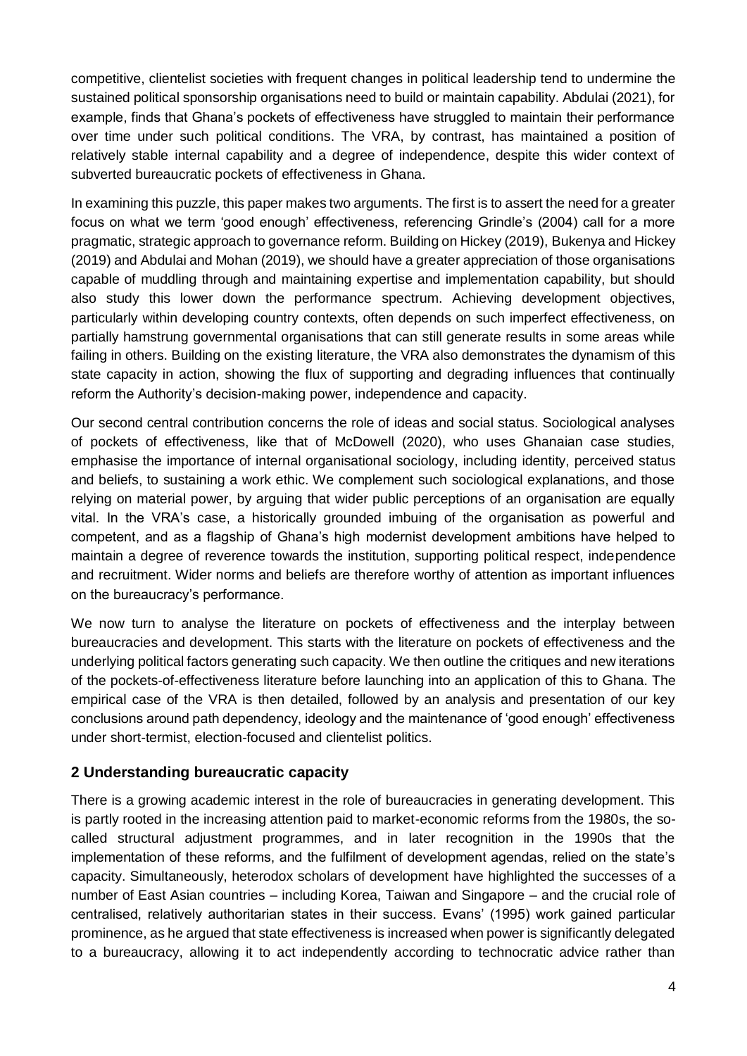competitive, clientelist societies with frequent changes in political leadership tend to undermine the sustained political sponsorship organisations need to build or maintain capability. Abdulai (2021), for example, finds that Ghana's pockets of effectiveness have struggled to maintain their performance over time under such political conditions. The VRA, by contrast, has maintained a position of relatively stable internal capability and a degree of independence, despite this wider context of subverted bureaucratic pockets of effectiveness in Ghana.

In examining this puzzle, this paper makes two arguments. The first is to assert the need for a greater focus on what we term 'good enough' effectiveness, referencing Grindle's (2004) call for a more pragmatic, strategic approach to governance reform. Building on Hickey (2019), Bukenya and Hickey (2019) and Abdulai and Mohan (2019), we should have a greater appreciation of those organisations capable of muddling through and maintaining expertise and implementation capability, but should also study this lower down the performance spectrum. Achieving development objectives, particularly within developing country contexts, often depends on such imperfect effectiveness, on partially hamstrung governmental organisations that can still generate results in some areas while failing in others. Building on the existing literature, the VRA also demonstrates the dynamism of this state capacity in action, showing the flux of supporting and degrading influences that continually reform the Authority's decision-making power, independence and capacity.

Our second central contribution concerns the role of ideas and social status. Sociological analyses of pockets of effectiveness, like that of McDowell (2020), who uses Ghanaian case studies, emphasise the importance of internal organisational sociology, including identity, perceived status and beliefs, to sustaining a work ethic. We complement such sociological explanations, and those relying on material power, by arguing that wider public perceptions of an organisation are equally vital. In the VRA's case, a historically grounded imbuing of the organisation as powerful and competent, and as a flagship of Ghana's high modernist development ambitions have helped to maintain a degree of reverence towards the institution, supporting political respect, independence and recruitment. Wider norms and beliefs are therefore worthy of attention as important influences on the bureaucracy's performance.

We now turn to analyse the literature on pockets of effectiveness and the interplay between bureaucracies and development. This starts with the literature on pockets of effectiveness and the underlying political factors generating such capacity. We then outline the critiques and new iterations of the pockets-of-effectiveness literature before launching into an application of this to Ghana. The empirical case of the VRA is then detailed, followed by an analysis and presentation of our key conclusions around path dependency, ideology and the maintenance of 'good enough' effectiveness under short-termist, election-focused and clientelist politics.

## 2 Understanding bureaucratic capacity

There is a growing academic interest in the role of bureaucracies in generating development. This is partly rooted in the increasing attention paid to market-economic reforms from the 1980s, the so-called structural adjustment programmes, and in later recognition in the 1990s that the implementation of these reforms, and the fulfilment of development agendas, relied on the state's capacity. Simultaneously, heterodox scholars of development have highlighted the successes of a number of East Asian countries – including Korea, Taiwan and Singapore – and the crucial role of centralised, relatively authoritarian states in their success. Evans' (1995) work gained particular prominence, as he argued that state effectiveness is increased when power is significantly delegated to a bureaucracy, allowing it to act independently according to technocratic advice rather than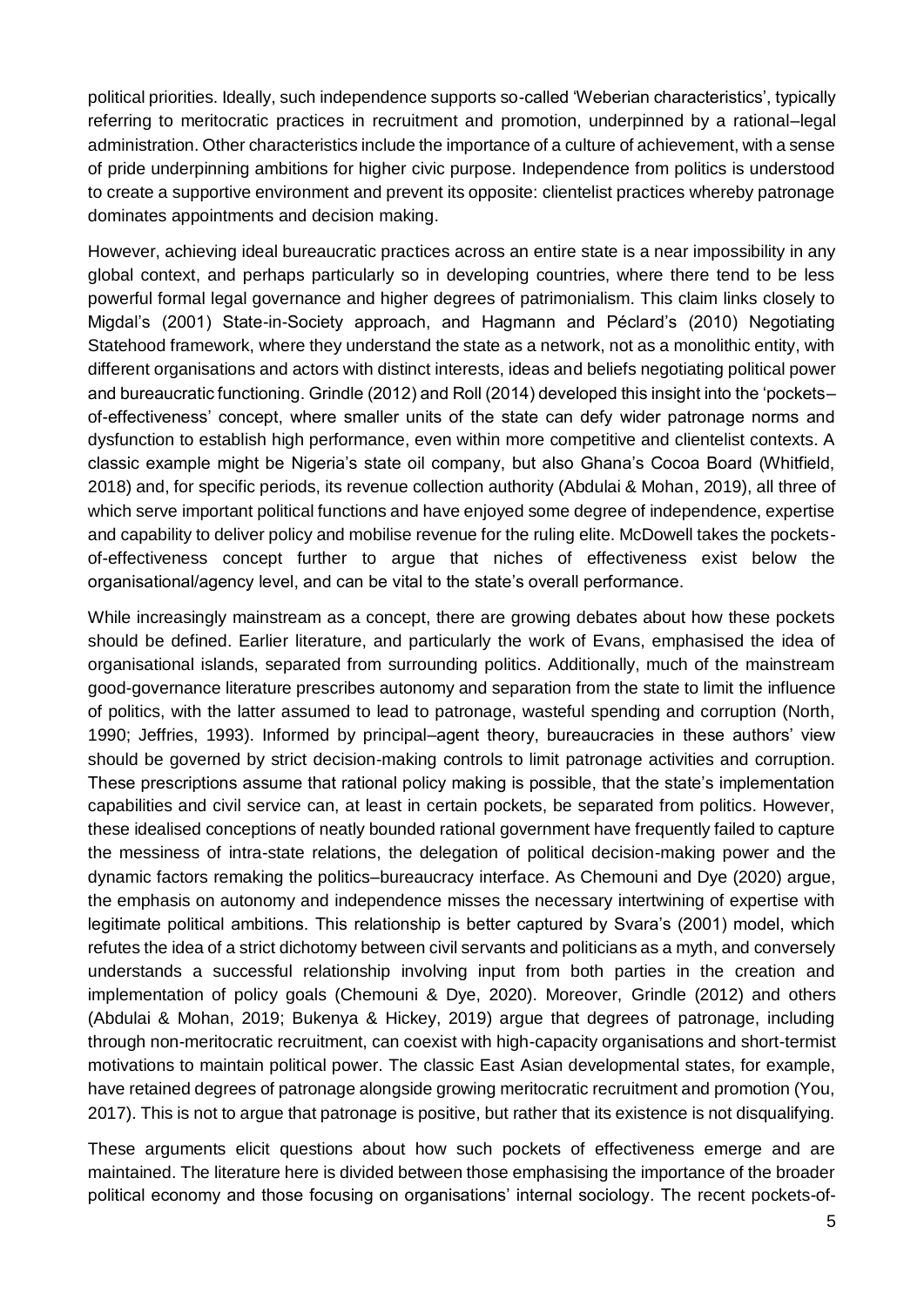political priorities. Ideally, such independence supports so-called 'Weberian characteristics', typically referring to meritocratic practices in recruitment and promotion, underpinned by a rational–legal administration. Other characteristics include the importance of a culture of achievement, with a sense of pride underpinning ambitions for higher civic purpose. Independence from politics is understood to create a supportive environment and prevent its opposite: clientelist practices whereby patronage dominates appointments and decision making.

However, achieving ideal bureaucratic practices across an entire state is a near impossibility in any global context, and perhaps particularly so in developing countries, where there tend to be less powerful formal legal governance and higher degrees of patrimonialism. This claim links closely to Migdal's (2001) State-in-Society approach, and Hagmann and Péclard's (2010) Negotiating Statehood framework, where they understand the state as a network, not as a monolithic entity, with different organisations and actors with distinct interests, ideas and beliefs negotiating political power and bureaucratic functioning. Grindle (2012) and Roll (2014) developed this insight into the 'pockets–of-effectiveness' concept, where smaller units of the state can defy wider patronage norms and dysfunction to establish high performance, even within more competitive and clientelist contexts. A classic example might be Nigeria's state oil company, but also Ghana's Cocoa Board (Whitfield, 2018) and, for specific periods, its revenue collection authority (Abdulai & Mohan, 2019), all three of which serve important political functions and have enjoyed some degree of independence, expertise and capability to deliver policy and mobilise revenue for the ruling elite. McDowell takes the pockets-of-effectiveness concept further to argue that niches of effectiveness exist below the organisational/agency level, and can be vital to the state's overall performance.

While increasingly mainstream as a concept, there are growing debates about how these pockets should be defined. Earlier literature, and particularly the work of Evans, emphasised the idea of organisational islands, separated from surrounding politics. Additionally, much of the mainstream good-governance literature prescribes autonomy and separation from the state to limit the influence of politics, with the latter assumed to lead to patronage, wasteful spending and corruption (North, 1990; Jeffries, 1993). Informed by principal–agent theory, bureaucracies in these authors' view should be governed by strict decision-making controls to limit patronage activities and corruption. These prescriptions assume that rational policy making is possible, that the state's implementation capabilities and civil service can, at least in certain pockets, be separated from politics. However, these idealised conceptions of neatly bounded rational government have frequently failed to capture the messiness of intra-state relations, the delegation of political decision-making power and the dynamic factors remaking the politics–bureaucracy interface. As Chemouni and Dye (2020) argue, the emphasis on autonomy and independence misses the necessary intertwining of expertise with legitimate political ambitions. This relationship is better captured by Svara's (2001) model, which refutes the idea of a strict dichotomy between civil servants and politicians as a myth, and conversely understands a successful relationship involving input from both parties in the creation and implementation of policy goals (Chemouni & Dye, 2020). Moreover, Grindle (2012) and others (Abdulai & Mohan, 2019; Bukenya & Hickey, 2019) argue that degrees of patronage, including through non-meritocratic recruitment, can coexist with high-capacity organisations and short-termist motivations to maintain political power. The classic East Asian developmental states, for example, have retained degrees of patronage alongside growing meritocratic recruitment and promotion (You, 2017). This is not to argue that patronage is positive, but rather that its existence is not disqualifying.

These arguments elicit questions about how such pockets of effectiveness emerge and are maintained. The literature here is divided between those emphasising the importance of the broader political economy and those focusing on organisations' internal sociology. The recent pockets-of-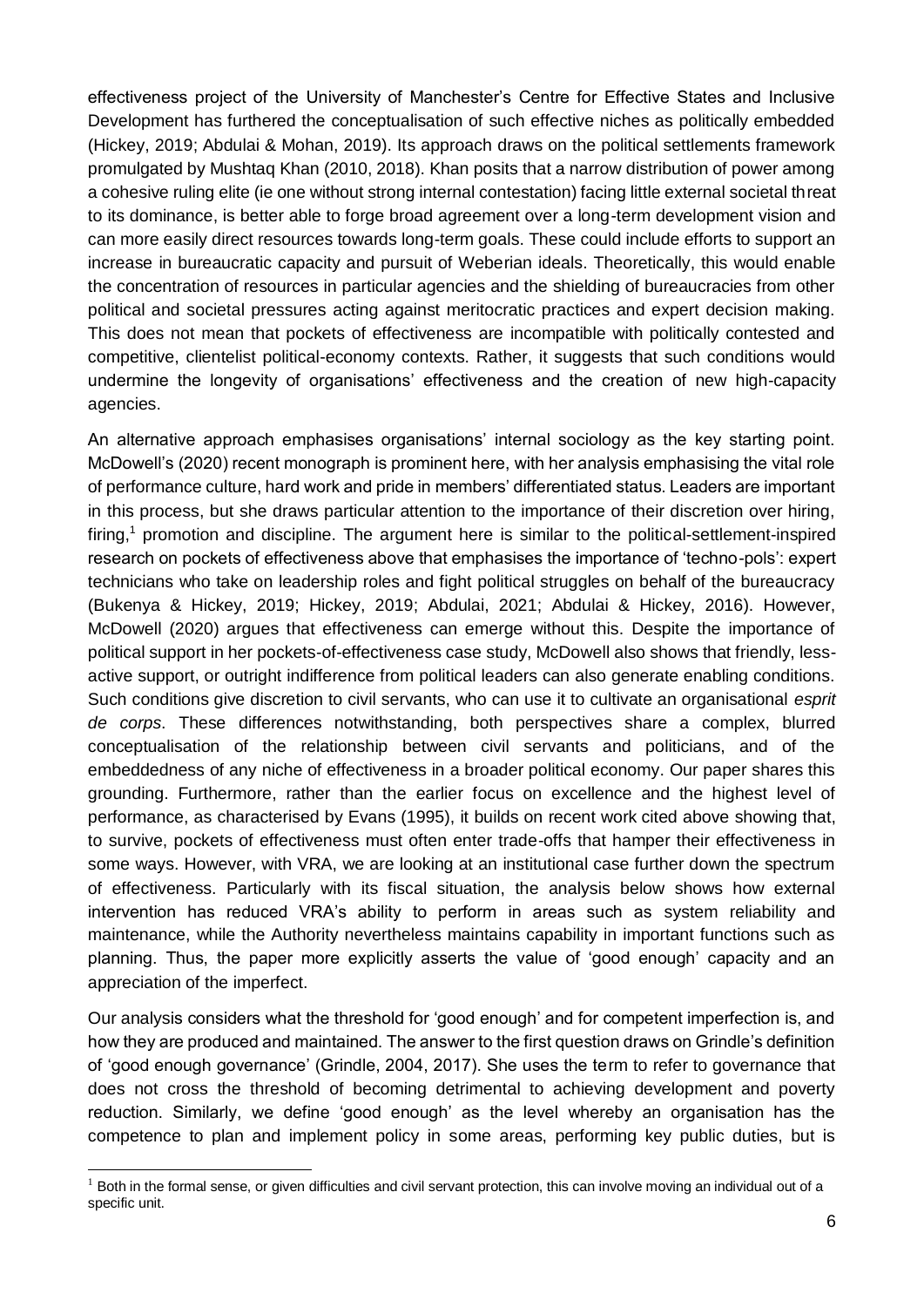effectiveness project of the University of Manchester's Centre for Effective States and Inclusive Development has furthered the conceptualisation of such effective niches as politically embedded (Hickey, 2019; Abdulai & Mohan, 2019). Its approach draws on the political settlements framework promulgated by Mushtaq Khan (2010, 2018). Khan posits that a narrow distribution of power among a cohesive ruling elite (ie one without strong internal contestation) facing little external societal threat to its dominance, is better able to forge broad agreement over a long-term development vision and can more easily direct resources towards long-term goals. These could include efforts to support an increase in bureaucratic capacity and pursuit of Weberian ideals. Theoretically, this would enable the concentration of resources in particular agencies and the shielding of bureaucracies from other political and societal pressures acting against meritocratic practices and expert decision making. This does not mean that pockets of effectiveness are incompatible with politically contested and competitive, clientelist political-economy contexts. Rather, it suggests that such conditions would undermine the longevity of organisations' effectiveness and the creation of new high-capacity agencies.

An alternative approach emphasises organisations' internal sociology as the key starting point. McDowell's (2020) recent monograph is prominent here, with her analysis emphasising the vital role of performance culture, hard work and pride in members' differentiated status. Leaders are important in this process, but she draws particular attention to the importance of their discretion over hiring, firing,[1] promotion and discipline. The argument here is similar to the political-settlement-inspired research on pockets of effectiveness above that emphasises the importance of 'techno-pols': expert technicians who take on leadership roles and fight political struggles on behalf of the bureaucracy (Bukenya & Hickey, 2019; Hickey, 2019; Abdulai, 2021; Abdulai & Hickey, 2016). However, McDowell (2020) argues that effectiveness can emerge without this. Despite the importance of political support in her pockets-of-effectiveness case study, McDowell also shows that friendly, less-active support, or outright indifference from political leaders can also generate enabling conditions. Such conditions give discretion to civil servants, who can use it to cultivate an organisational *esprit de corps*. These differences notwithstanding, both perspectives share a complex, blurred conceptualisation of the relationship between civil servants and politicians, and of the embeddedness of any niche of effectiveness in a broader political economy. Our paper shares this grounding. Furthermore, rather than the earlier focus on excellence and the highest level of performance, as characterised by Evans (1995), it builds on recent work cited above showing that, to survive, pockets of effectiveness must often enter trade-offs that hamper their effectiveness in some ways. However, with VRA, we are looking at an institutional case further down the spectrum of effectiveness. Particularly with its fiscal situation, the analysis below shows how external intervention has reduced VRA's ability to perform in areas such as system reliability and maintenance, while the Authority nevertheless maintains capability in important functions such as planning. Thus, the paper more explicitly asserts the value of 'good enough' capacity and an appreciation of the imperfect.

Our analysis considers what the threshold for 'good enough' and for competent imperfection is, and how they are produced and maintained. The answer to the first question draws on Grindle's definition of 'good enough governance' (Grindle, 2004, 2017). She uses the term to refer to governance that does not cross the threshold of becoming detrimental to achieving development and poverty reduction. Similarly, we define 'good enough' as the level whereby an organisation has the competence to plan and implement policy in some areas, performing key public duties, but is

[1] Both in the formal sense, or given difficulties and civil servant protection, this can involve moving an individual out of a specific unit.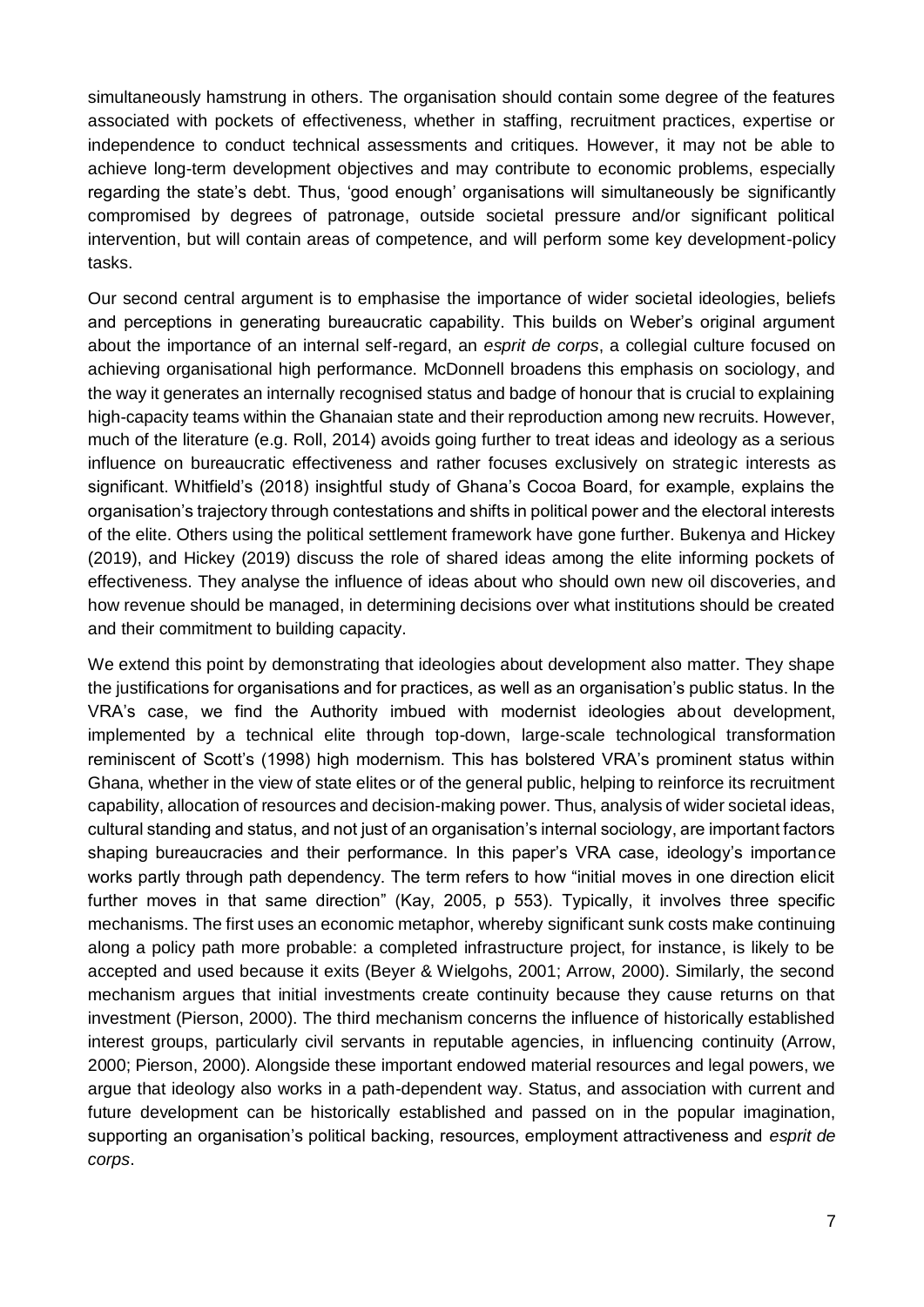simultaneously hamstrung in others. The organisation should contain some degree of the features associated with pockets of effectiveness, whether in staffing, recruitment practices, expertise or independence to conduct technical assessments and critiques. However, it may not be able to achieve long-term development objectives and may contribute to economic problems, especially regarding the state's debt. Thus, 'good enough' organisations will simultaneously be significantly compromised by degrees of patronage, outside societal pressure and/or significant political intervention, but will contain areas of competence, and will perform some key development-policy tasks.

Our second central argument is to emphasise the importance of wider societal ideologies, beliefs and perceptions in generating bureaucratic capability. This builds on Weber's original argument about the importance of an internal self-regard, an *esprit de corps*, a collegial culture focused on achieving organisational high performance. McDonnell broadens this emphasis on sociology, and the way it generates an internally recognised status and badge of honour that is crucial to explaining high-capacity teams within the Ghanaian state and their reproduction among new recruits. However, much of the literature (e.g. Roll, 2014) avoids going further to treat ideas and ideology as a serious influence on bureaucratic effectiveness and rather focuses exclusively on strategic interests as significant. Whitfield's (2018) insightful study of Ghana's Cocoa Board, for example, explains the organisation's trajectory through contestations and shifts in political power and the electoral interests of the elite. Others using the political settlement framework have gone further. Bukenya and Hickey (2019), and Hickey (2019) discuss the role of shared ideas among the elite informing pockets of effectiveness. They analyse the influence of ideas about who should own new oil discoveries, and how revenue should be managed, in determining decisions over what institutions should be created and their commitment to building capacity.

We extend this point by demonstrating that ideologies about development also matter. They shape the justifications for organisations and for practices, as well as an organisation's public status. In the VRA's case, we find the Authority imbued with modernist ideologies about development, implemented by a technical elite through top-down, large-scale technological transformation reminiscent of Scott's (1998) high modernism. This has bolstered VRA's prominent status within Ghana, whether in the view of state elites or of the general public, helping to reinforce its recruitment capability, allocation of resources and decision-making power. Thus, analysis of wider societal ideas, cultural standing and status, and not just of an organisation's internal sociology, are important factors shaping bureaucracies and their performance. In this paper's VRA case, ideology's importance works partly through path dependency. The term refers to how "initial moves in one direction elicit further moves in that same direction" (Kay, 2005, p 553). Typically, it involves three specific mechanisms. The first uses an economic metaphor, whereby significant sunk costs make continuing along a policy path more probable: a completed infrastructure project, for instance, is likely to be accepted and used because it exits (Beyer & Wielgohs, 2001; Arrow, 2000). Similarly, the second mechanism argues that initial investments create continuity because they cause returns on that investment (Pierson, 2000). The third mechanism concerns the influence of historically established interest groups, particularly civil servants in reputable agencies, in influencing continuity (Arrow, 2000; Pierson, 2000). Alongside these important endowed material resources and legal powers, we argue that ideology also works in a path-dependent way. Status, and association with current and future development can be historically established and passed on in the popular imagination, supporting an organisation's political backing, resources, employment attractiveness and *esprit de corps*.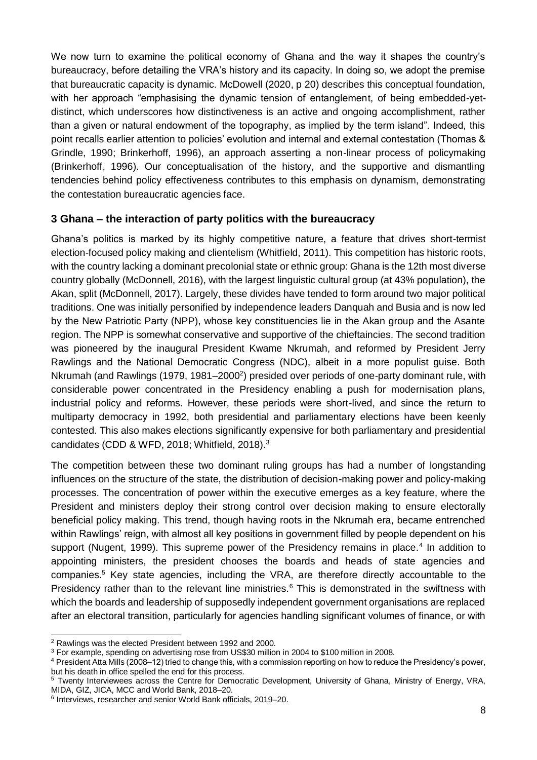We now turn to examine the political economy of Ghana and the way it shapes the country's bureaucracy, before detailing the VRA's history and its capacity. In doing so, we adopt the premise that bureaucratic capacity is dynamic. McDowell (2020, p 20) describes this conceptual foundation, with her approach "emphasising the dynamic tension of entanglement, of being embedded-yet-distinct, which underscores how distinctiveness is an active and ongoing accomplishment, rather than a given or natural endowment of the topography, as implied by the term island". Indeed, this point recalls earlier attention to policies' evolution and internal and external contestation (Thomas & Grindle, 1990; Brinkerhoff, 1996), an approach asserting a non-linear process of policymaking (Brinkerhoff, 1996). Our conceptualisation of the history, and the supportive and dismantling tendencies behind policy effectiveness contributes to this emphasis on dynamism, demonstrating the contestation bureaucratic agencies face.

## 3 Ghana – the interaction of party politics with the bureaucracy

Ghana's politics is marked by its highly competitive nature, a feature that drives short-termist election-focused policy making and clientelism (Whitfield, 2011). This competition has historic roots, with the country lacking a dominant precolonial state or ethnic group: Ghana is the 12th most diverse country globally (McDonnell, 2016), with the largest linguistic cultural group (at 43% population), the Akan, split (McDonnell, 2017). Largely, these divides have tended to form around two major political traditions. One was initially personified by independence leaders Danquah and Busia and is now led by the New Patriotic Party (NPP), whose key constituencies lie in the Akan group and the Asante region. The NPP is somewhat conservative and supportive of the chieftaincies. The second tradition was pioneered by the inaugural President Kwame Nkrumah, and reformed by President Jerry Rawlings and the National Democratic Congress (NDC), albeit in a more populist guise. Both Nkrumah (and Rawlings (1979, 1981–2000[2]) presided over periods of one-party dominant rule, with considerable power concentrated in the Presidency enabling a push for modernisation plans, industrial policy and reforms. However, these periods were short-lived, and since the return to multiparty democracy in 1992, both presidential and parliamentary elections have been keenly contested. This also makes elections significantly expensive for both parliamentary and presidential candidates (CDD & WFD, 2018; Whitfield, 2018).[3]

The competition between these two dominant ruling groups has had a number of longstanding influences on the structure of the state, the distribution of decision-making power and policy-making processes. The concentration of power within the executive emerges as a key feature, where the President and ministers deploy their strong control over decision making to ensure electorally beneficial policy making. This trend, though having roots in the Nkrumah era, became entrenched within Rawlings' reign, with almost all key positions in government filled by people dependent on his support (Nugent, 1999). This supreme power of the Presidency remains in place.[4] In addition to appointing ministers, the president chooses the boards and heads of state agencies and companies.[5] Key state agencies, including the VRA, are therefore directly accountable to the Presidency rather than to the relevant line ministries.[6] This is demonstrated in the swiftness with which the boards and leadership of supposedly independent government organisations are replaced after an electoral transition, particularly for agencies handling significant volumes of finance, or with

---

[2] Rawlings was the elected President between 1992 and 2000.

[3] For example, spending on advertising rose from US$30 million in 2004 to $100 million in 2008.

[4] President Atta Mills (2008–12) tried to change this, with a commission reporting on how to reduce the Presidency's power, but his death in office spelled the end for this process.

[5] Twenty Interviewees across the Centre for Democratic Development, University of Ghana, Ministry of Energy, VRA, MIDA, GIZ, JICA, MCC and World Bank, 2018–20.

[6] Interviews, researcher and senior World Bank officials, 2019–20.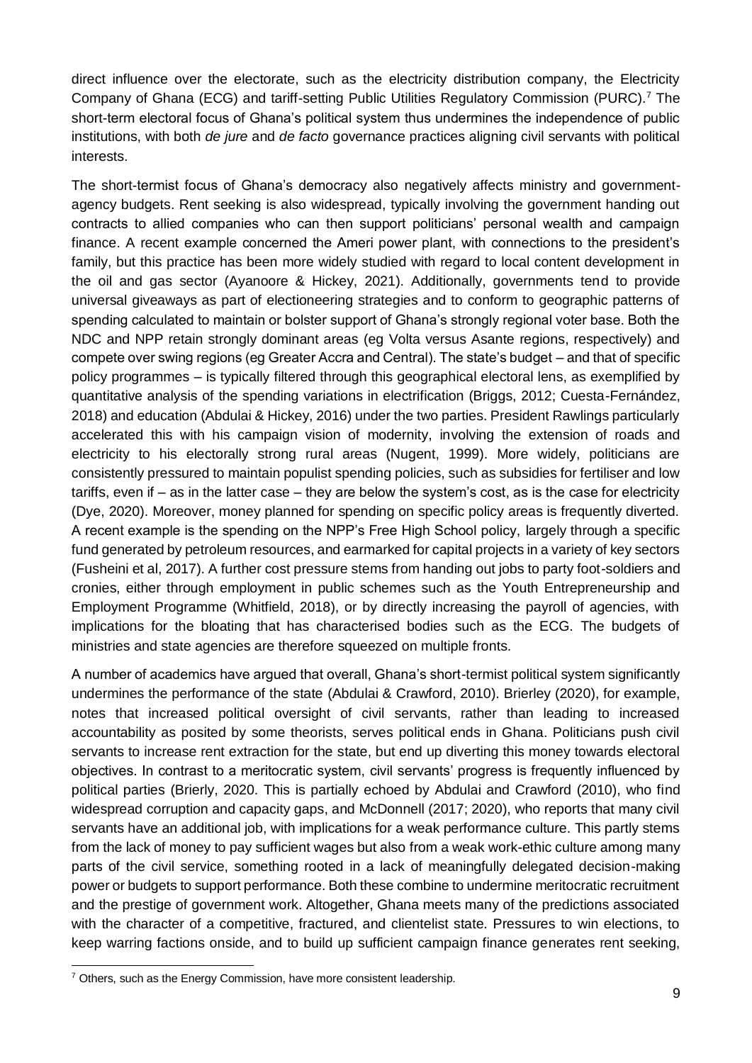direct influence over the electorate, such as the electricity distribution company, the Electricity Company of Ghana (ECG) and tariff-setting Public Utilities Regulatory Commission (PURC).[7] The short-term electoral focus of Ghana's political system thus undermines the independence of public institutions, with both *de jure* and *de facto* governance practices aligning civil servants with political interests.

The short-termist focus of Ghana's democracy also negatively affects ministry and government-agency budgets. Rent seeking is also widespread, typically involving the government handing out contracts to allied companies who can then support politicians' personal wealth and campaign finance. A recent example concerned the Ameri power plant, with connections to the president's family, but this practice has been more widely studied with regard to local content development in the oil and gas sector (Ayanoore & Hickey, 2021). Additionally, governments tend to provide universal giveaways as part of electioneering strategies and to conform to geographic patterns of spending calculated to maintain or bolster support of Ghana's strongly regional voter base. Both the NDC and NPP retain strongly dominant areas (eg Volta versus Asante regions, respectively) and compete over swing regions (eg Greater Accra and Central). The state's budget – and that of specific policy programmes – is typically filtered through this geographical electoral lens, as exemplified by quantitative analysis of the spending variations in electrification (Briggs, 2012; Cuesta-Fernández, 2018) and education (Abdulai & Hickey, 2016) under the two parties. President Rawlings particularly accelerated this with his campaign vision of modernity, involving the extension of roads and electricity to his electorally strong rural areas (Nugent, 1999). More widely, politicians are consistently pressured to maintain populist spending policies, such as subsidies for fertiliser and low tariffs, even if – as in the latter case – they are below the system's cost, as is the case for electricity (Dye, 2020). Moreover, money planned for spending on specific policy areas is frequently diverted. A recent example is the spending on the NPP's Free High School policy, largely through a specific fund generated by petroleum resources, and earmarked for capital projects in a variety of key sectors (Fusheini et al, 2017). A further cost pressure stems from handing out jobs to party foot-soldiers and cronies, either through employment in public schemes such as the Youth Entrepreneurship and Employment Programme (Whitfield, 2018), or by directly increasing the payroll of agencies, with implications for the bloating that has characterised bodies such as the ECG. The budgets of ministries and state agencies are therefore squeezed on multiple fronts.

A number of academics have argued that overall, Ghana's short-termist political system significantly undermines the performance of the state (Abdulai & Crawford, 2010). Brierley (2020), for example, notes that increased political oversight of civil servants, rather than leading to increased accountability as posited by some theorists, serves political ends in Ghana. Politicians push civil servants to increase rent extraction for the state, but end up diverting this money towards electoral objectives. In contrast to a meritocratic system, civil servants' progress is frequently influenced by political parties (Brierly, 2020. This is partially echoed by Abdulai and Crawford (2010), who find widespread corruption and capacity gaps, and McDonnell (2017; 2020), who reports that many civil servants have an additional job, with implications for a weak performance culture. This partly stems from the lack of money to pay sufficient wages but also from a weak work-ethic culture among many parts of the civil service, something rooted in a lack of meaningfully delegated decision-making power or budgets to support performance. Both these combine to undermine meritocratic recruitment and the prestige of government work. Altogether, Ghana meets many of the predictions associated with the character of a competitive, fractured, and clientelist state. Pressures to win elections, to keep warring factions onside, and to build up sufficient campaign finance generates rent seeking,

[7] Others, such as the Energy Commission, have more consistent leadership.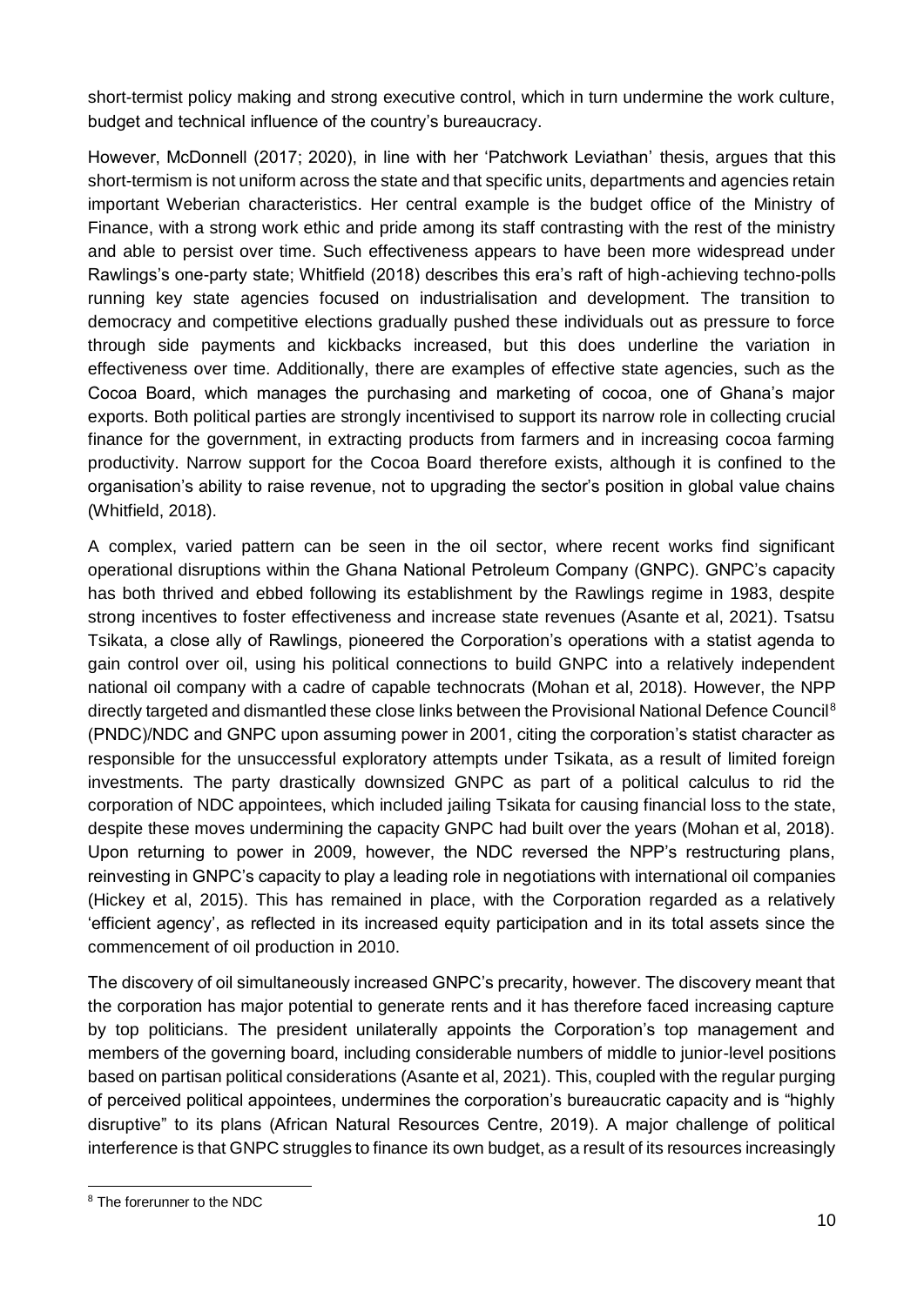short-termist policy making and strong executive control, which in turn undermine the work culture, budget and technical influence of the country's bureaucracy.

However, McDonnell (2017; 2020), in line with her 'Patchwork Leviathan' thesis, argues that this short-termism is not uniform across the state and that specific units, departments and agencies retain important Weberian characteristics. Her central example is the budget office of the Ministry of Finance, with a strong work ethic and pride among its staff contrasting with the rest of the ministry and able to persist over time. Such effectiveness appears to have been more widespread under Rawlings's one-party state; Whitfield (2018) describes this era's raft of high-achieving techno-polls running key state agencies focused on industrialisation and development. The transition to democracy and competitive elections gradually pushed these individuals out as pressure to force through side payments and kickbacks increased, but this does underline the variation in effectiveness over time. Additionally, there are examples of effective state agencies, such as the Cocoa Board, which manages the purchasing and marketing of cocoa, one of Ghana's major exports. Both political parties are strongly incentivised to support its narrow role in collecting crucial finance for the government, in extracting products from farmers and in increasing cocoa farming productivity. Narrow support for the Cocoa Board therefore exists, although it is confined to the organisation's ability to raise revenue, not to upgrading the sector's position in global value chains (Whitfield, 2018).

A complex, varied pattern can be seen in the oil sector, where recent works find significant operational disruptions within the Ghana National Petroleum Company (GNPC). GNPC's capacity has both thrived and ebbed following its establishment by the Rawlings regime in 1983, despite strong incentives to foster effectiveness and increase state revenues (Asante et al, 2021). Tsatsu Tsikata, a close ally of Rawlings, pioneered the Corporation's operations with a statist agenda to gain control over oil, using his political connections to build GNPC into a relatively independent national oil company with a cadre of capable technocrats (Mohan et al, 2018). However, the NPP directly targeted and dismantled these close links between the Provisional National Defence Council[8] (PNDC)/NDC and GNPC upon assuming power in 2001, citing the corporation's statist character as responsible for the unsuccessful exploratory attempts under Tsikata, as a result of limited foreign investments. The party drastically downsized GNPC as part of a political calculus to rid the corporation of NDC appointees, which included jailing Tsikata for causing financial loss to the state, despite these moves undermining the capacity GNPC had built over the years (Mohan et al, 2018). Upon returning to power in 2009, however, the NDC reversed the NPP's restructuring plans, reinvesting in GNPC's capacity to play a leading role in negotiations with international oil companies (Hickey et al, 2015). This has remained in place, with the Corporation regarded as a relatively 'efficient agency', as reflected in its increased equity participation and in its total assets since the commencement of oil production in 2010.

The discovery of oil simultaneously increased GNPC's precarity, however. The discovery meant that the corporation has major potential to generate rents and it has therefore faced increasing capture by top politicians. The president unilaterally appoints the Corporation's top management and members of the governing board, including considerable numbers of middle to junior-level positions based on partisan political considerations (Asante et al, 2021). This, coupled with the regular purging of perceived political appointees, undermines the corporation's bureaucratic capacity and is "highly disruptive" to its plans (African Natural Resources Centre, 2019). A major challenge of political interference is that GNPC struggles to finance its own budget, as a result of its resources increasingly

[8] The forerunner to the NDC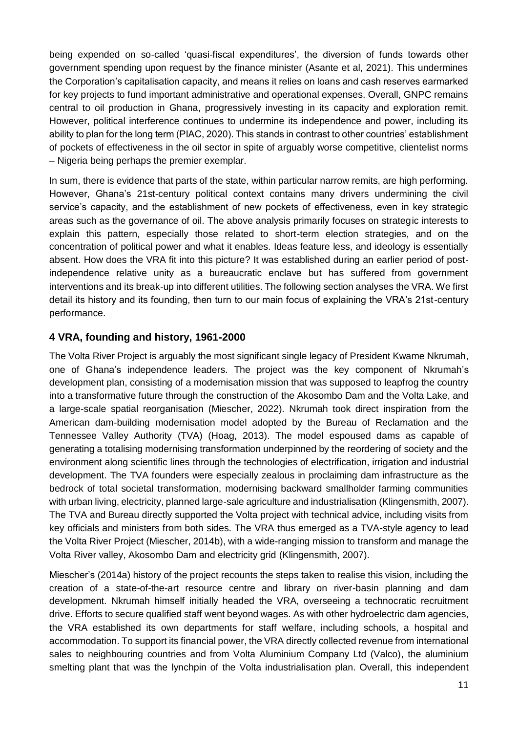being expended on so-called 'quasi-fiscal expenditures', the diversion of funds towards other government spending upon request by the finance minister (Asante et al, 2021). This undermines the Corporation's capitalisation capacity, and means it relies on loans and cash reserves earmarked for key projects to fund important administrative and operational expenses. Overall, GNPC remains central to oil production in Ghana, progressively investing in its capacity and exploration remit. However, political interference continues to undermine its independence and power, including its ability to plan for the long term (PIAC, 2020). This stands in contrast to other countries' establishment of pockets of effectiveness in the oil sector in spite of arguably worse competitive, clientelist norms – Nigeria being perhaps the premier exemplar.

In sum, there is evidence that parts of the state, within particular narrow remits, are high performing. However, Ghana's 21st-century political context contains many drivers undermining the civil service's capacity, and the establishment of new pockets of effectiveness, even in key strategic areas such as the governance of oil. The above analysis primarily focuses on strategic interests to explain this pattern, especially those related to short-term election strategies, and on the concentration of political power and what it enables. Ideas feature less, and ideology is essentially absent. How does the VRA fit into this picture? It was established during an earlier period of post-independence relative unity as a bureaucratic enclave but has suffered from government interventions and its break-up into different utilities. The following section analyses the VRA. We first detail its history and its founding, then turn to our main focus of explaining the VRA's 21st-century performance.

## 4 VRA, founding and history, 1961-2000

The Volta River Project is arguably the most significant single legacy of President Kwame Nkrumah, one of Ghana's independence leaders. The project was the key component of Nkrumah's development plan, consisting of a modernisation mission that was supposed to leapfrog the country into a transformative future through the construction of the Akosombo Dam and the Volta Lake, and a large-scale spatial reorganisation (Miescher, 2022). Nkrumah took direct inspiration from the American dam-building modernisation model adopted by the Bureau of Reclamation and the Tennessee Valley Authority (TVA) (Hoag, 2013). The model espoused dams as capable of generating a totalising modernising transformation underpinned by the reordering of society and the environment along scientific lines through the technologies of electrification, irrigation and industrial development. The TVA founders were especially zealous in proclaiming dam infrastructure as the bedrock of total societal transformation, modernising backward smallholder farming communities with urban living, electricity, planned large-sale agriculture and industrialisation (Klingensmith, 2007). The TVA and Bureau directly supported the Volta project with technical advice, including visits from key officials and ministers from both sides. The VRA thus emerged as a TVA-style agency to lead the Volta River Project (Miescher, 2014b), with a wide-ranging mission to transform and manage the Volta River valley, Akosombo Dam and electricity grid (Klingensmith, 2007).

Miescher's (2014a) history of the project recounts the steps taken to realise this vision, including the creation of a state-of-the-art resource centre and library on river-basin planning and dam development. Nkrumah himself initially headed the VRA, overseeing a technocratic recruitment drive. Efforts to secure qualified staff went beyond wages. As with other hydroelectric dam agencies, the VRA established its own departments for staff welfare, including schools, a hospital and accommodation. To support its financial power, the VRA directly collected revenue from international sales to neighbouring countries and from Volta Aluminium Company Ltd (Valco), the aluminium smelting plant that was the lynchpin of the Volta industrialisation plan. Overall, this independent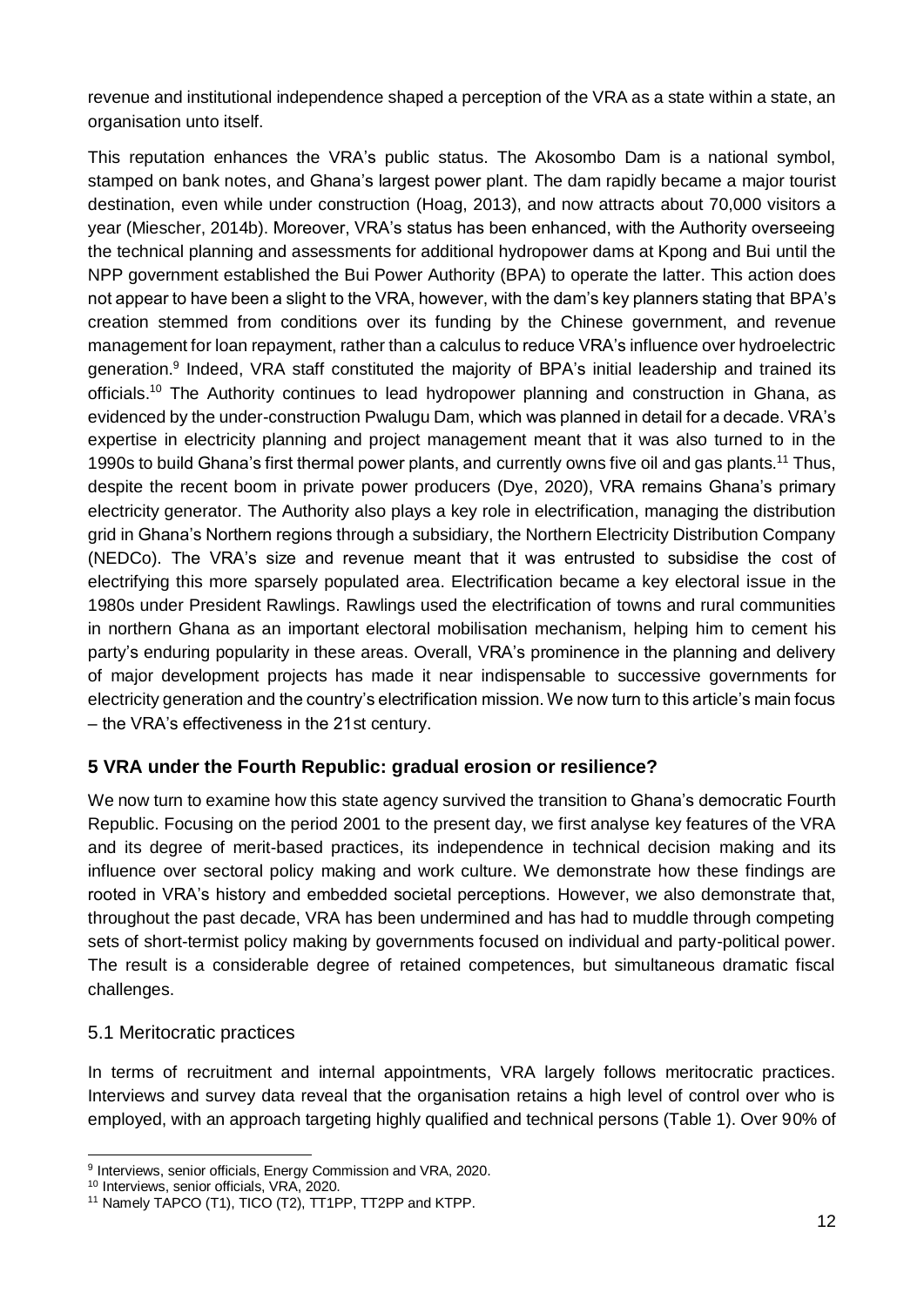revenue and institutional independence shaped a perception of the VRA as a state within a state, an organisation unto itself.

This reputation enhances the VRA's public status. The Akosombo Dam is a national symbol, stamped on bank notes, and Ghana's largest power plant. The dam rapidly became a major tourist destination, even while under construction (Hoag, 2013), and now attracts about 70,000 visitors a year (Miescher, 2014b). Moreover, VRA's status has been enhanced, with the Authority overseeing the technical planning and assessments for additional hydropower dams at Kpong and Bui until the NPP government established the Bui Power Authority (BPA) to operate the latter. This action does not appear to have been a slight to the VRA, however, with the dam's key planners stating that BPA's creation stemmed from conditions over its funding by the Chinese government, and revenue management for loan repayment, rather than a calculus to reduce VRA's influence over hydroelectric generation.[9] Indeed, VRA staff constituted the majority of BPA's initial leadership and trained its officials.[10] The Authority continues to lead hydropower planning and construction in Ghana, as evidenced by the under-construction Pwalugu Dam, which was planned in detail for a decade. VRA's expertise in electricity planning and project management meant that it was also turned to in the 1990s to build Ghana's first thermal power plants, and currently owns five oil and gas plants.[11] Thus, despite the recent boom in private power producers (Dye, 2020), VRA remains Ghana's primary electricity generator. The Authority also plays a key role in electrification, managing the distribution grid in Ghana's Northern regions through a subsidiary, the Northern Electricity Distribution Company (NEDCo). The VRA's size and revenue meant that it was entrusted to subsidise the cost of electrifying this more sparsely populated area. Electrification became a key electoral issue in the 1980s under President Rawlings. Rawlings used the electrification of towns and rural communities in northern Ghana as an important electoral mobilisation mechanism, helping him to cement his party's enduring popularity in these areas. Overall, VRA's prominence in the planning and delivery of major development projects has made it near indispensable to successive governments for electricity generation and the country's electrification mission. We now turn to this article's main focus – the VRA's effectiveness in the 21st century.

## 5 VRA under the Fourth Republic: gradual erosion or resilience?

We now turn to examine how this state agency survived the transition to Ghana's democratic Fourth Republic. Focusing on the period 2001 to the present day, we first analyse key features of the VRA and its degree of merit-based practices, its independence in technical decision making and its influence over sectoral policy making and work culture. We demonstrate how these findings are rooted in VRA's history and embedded societal perceptions. However, we also demonstrate that, throughout the past decade, VRA has been undermined and has had to muddle through competing sets of short-termist policy making by governments focused on individual and party-political power. The result is a considerable degree of retained competences, but simultaneous dramatic fiscal challenges.

### 5.1 Meritocratic practices

In terms of recruitment and internal appointments, VRA largely follows meritocratic practices. Interviews and survey data reveal that the organisation retains a high level of control over who is employed, with an approach targeting highly qualified and technical persons (Table 1). Over 90% of

---

[9] Interviews, senior officials, Energy Commission and VRA, 2020.

[10] Interviews, senior officials, VRA, 2020.

[11] Namely TAPCO (T1), TICO (T2), TT1PP, TT2PP and KTPP.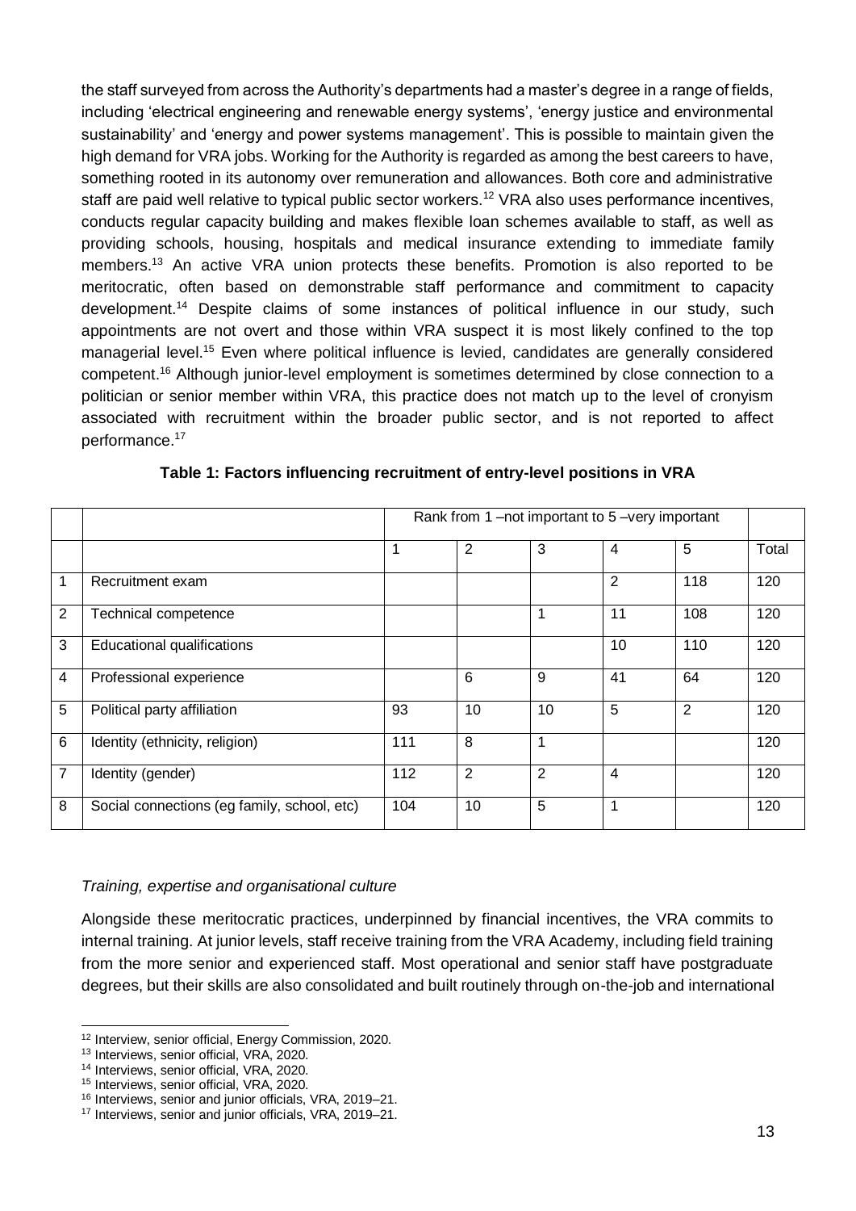the staff surveyed from across the Authority's departments had a master's degree in a range of fields, including 'electrical engineering and renewable energy systems', 'energy justice and environmental sustainability' and 'energy and power systems management'. This is possible to maintain given the high demand for VRA jobs. Working for the Authority is regarded as among the best careers to have, something rooted in its autonomy over remuneration and allowances. Both core and administrative staff are paid well relative to typical public sector workers.[12] VRA also uses performance incentives, conducts regular capacity building and makes flexible loan schemes available to staff, as well as providing schools, housing, hospitals and medical insurance extending to immediate family members.[13] An active VRA union protects these benefits. Promotion is also reported to be meritocratic, often based on demonstrable staff performance and commitment to capacity development.[14] Despite claims of some instances of political influence in our study, such appointments are not overt and those within VRA suspect it is most likely confined to the top managerial level.[15] Even where political influence is levied, candidates are generally considered competent.[16] Although junior-level employment is sometimes determined by close connection to a politician or senior member within VRA, this practice does not match up to the level of cronyism associated with recruitment within the broader public sector, and is not reported to affect performance.[17]

**Table 1: Factors influencing recruitment of entry-level positions in VRA**

| | | Rank from 1 –not important to 5 –very important | | | | | |
|---|---|---|---|---|---|---|---|
| | | 1 | 2 | 3 | 4 | 5 | Total |
| 1 | Recruitment exam | | | | 2 | 118 | 120 |
| 2 | Technical competence | | | 1 | 11 | 108 | 120 |
| 3 | Educational qualifications | | | | 10 | 110 | 120 |
| 4 | Professional experience | | 6 | 9 | 41 | 64 | 120 |
| 5 | Political party affiliation | 93 | 10 | 10 | 5 | 2 | 120 |
| 6 | Identity (ethnicity, religion) | 111 | 8 | 1 | | | 120 |
| 7 | Identity (gender) | 112 | 2 | 2 | 4 | | 120 |
| 8 | Social connections (eg family, school, etc) | 104 | 10 | 5 | 1 | | 120 |

*Training, expertise and organisational culture*

Alongside these meritocratic practices, underpinned by financial incentives, the VRA commits to internal training. At junior levels, staff receive training from the VRA Academy, including field training from the more senior and experienced staff. Most operational and senior staff have postgraduate degrees, but their skills are also consolidated and built routinely through on-the-job and international

[12] Interview, senior official, Energy Commission, 2020.
[13] Interviews, senior official, VRA, 2020.
[14] Interviews, senior official, VRA, 2020.
[15] Interviews, senior official, VRA, 2020.
[16] Interviews, senior and junior officials, VRA, 2019–21.
[17] Interviews, senior and junior officials, VRA, 2019–21.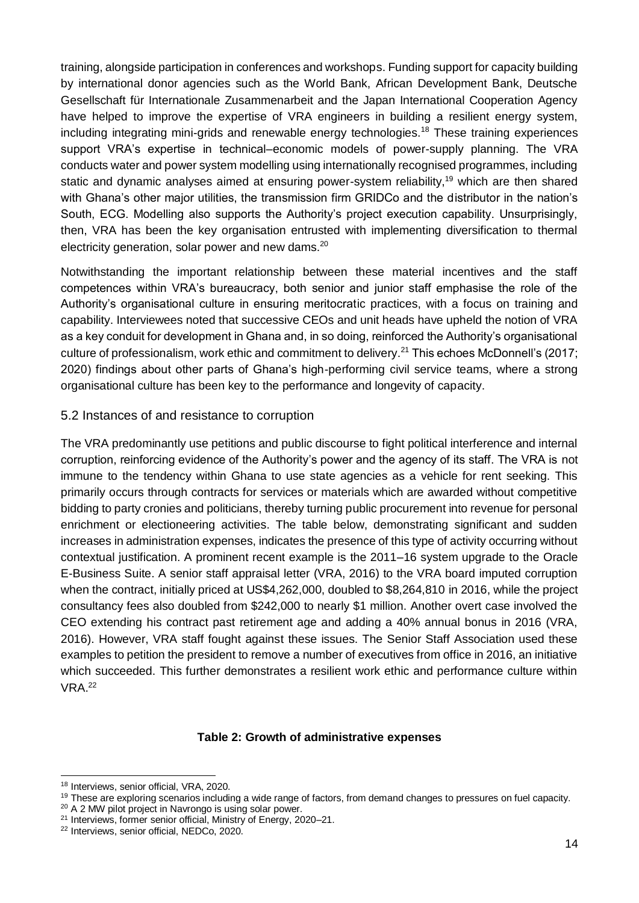training, alongside participation in conferences and workshops. Funding support for capacity building by international donor agencies such as the World Bank, African Development Bank, Deutsche Gesellschaft für Internationale Zusammenarbeit and the Japan International Cooperation Agency have helped to improve the expertise of VRA engineers in building a resilient energy system, including integrating mini-grids and renewable energy technologies.[18] These training experiences support VRA's expertise in technical–economic models of power-supply planning. The VRA conducts water and power system modelling using internationally recognised programmes, including static and dynamic analyses aimed at ensuring power-system reliability,[19] which are then shared with Ghana's other major utilities, the transmission firm GRIDCo and the distributor in the nation's South, ECG. Modelling also supports the Authority's project execution capability. Unsurprisingly, then, VRA has been the key organisation entrusted with implementing diversification to thermal electricity generation, solar power and new dams.[20]

Notwithstanding the important relationship between these material incentives and the staff competences within VRA's bureaucracy, both senior and junior staff emphasise the role of the Authority's organisational culture in ensuring meritocratic practices, with a focus on training and capability. Interviewees noted that successive CEOs and unit heads have upheld the notion of VRA as a key conduit for development in Ghana and, in so doing, reinforced the Authority's organisational culture of professionalism, work ethic and commitment to delivery.[21] This echoes McDonnell's (2017; 2020) findings about other parts of Ghana's high-performing civil service teams, where a strong organisational culture has been key to the performance and longevity of capacity.

## 5.2 Instances of and resistance to corruption

The VRA predominantly use petitions and public discourse to fight political interference and internal corruption, reinforcing evidence of the Authority's power and the agency of its staff. The VRA is not immune to the tendency within Ghana to use state agencies as a vehicle for rent seeking. This primarily occurs through contracts for services or materials which are awarded without competitive bidding to party cronies and politicians, thereby turning public procurement into revenue for personal enrichment or electioneering activities. The table below, demonstrating significant and sudden increases in administration expenses, indicates the presence of this type of activity occurring without contextual justification. A prominent recent example is the 2011–16 system upgrade to the Oracle E-Business Suite. A senior staff appraisal letter (VRA, 2016) to the VRA board imputed corruption when the contract, initially priced at US$4,262,000, doubled to $8,264,810 in 2016, while the project consultancy fees also doubled from $242,000 to nearly $1 million. Another overt case involved the CEO extending his contract past retirement age and adding a 40% annual bonus in 2016 (VRA, 2016). However, VRA staff fought against these issues. The Senior Staff Association used these examples to petition the president to remove a number of executives from office in 2016, an initiative which succeeded. This further demonstrates a resilient work ethic and performance culture within VRA.[22]

**Table 2: Growth of administrative expenses**

---

[18] Interviews, senior official, VRA, 2020.

[19] These are exploring scenarios including a wide range of factors, from demand changes to pressures on fuel capacity.

[20] A 2 MW pilot project in Navrongo is using solar power.

[21] Interviews, former senior official, Ministry of Energy, 2020–21.

[22] Interviews, senior official, NEDCo, 2020.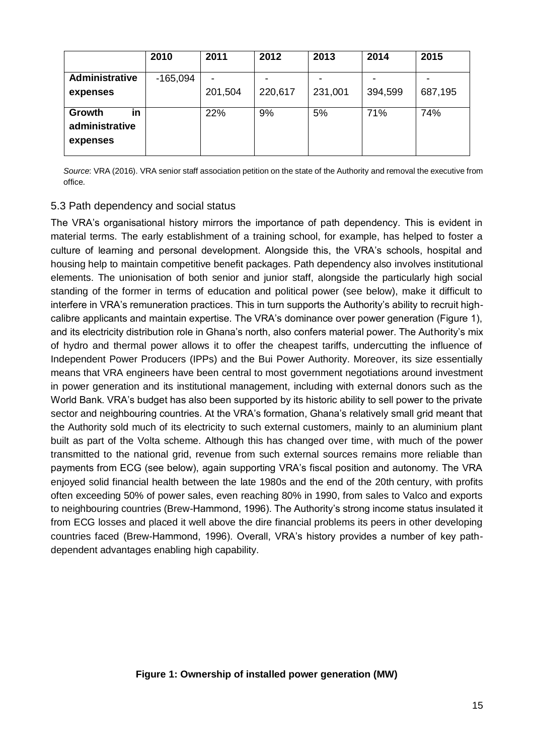| | 2010 | 2011 | 2012 | 2013 | 2014 | 2015 |
|---|---|---|---|---|---|---|
| **Administrative expenses** | -165,094 | -201,504 | -220,617 | -231,001 | -394,599 | -687,195 |
| **Growth in administrative expenses** | | 22% | 9% | 5% | 71% | 74% |

*Source*: VRA (2016). VRA senior staff association petition on the state of the Authority and removal the executive from office.

## 5.3 Path dependency and social status

The VRA's organisational history mirrors the importance of path dependency. This is evident in material terms. The early establishment of a training school, for example, has helped to foster a culture of learning and personal development. Alongside this, the VRA's schools, hospital and housing help to maintain competitive benefit packages. Path dependency also involves institutional elements. The unionisation of both senior and junior staff, alongside the particularly high social standing of the former in terms of education and political power (see below), make it difficult to interfere in VRA's remuneration practices. This in turn supports the Authority's ability to recruit high-calibre applicants and maintain expertise. The VRA's dominance over power generation (Figure 1), and its electricity distribution role in Ghana's north, also confers material power. The Authority's mix of hydro and thermal power allows it to offer the cheapest tariffs, undercutting the influence of Independent Power Producers (IPPs) and the Bui Power Authority. Moreover, its size essentially means that VRA engineers have been central to most government negotiations around investment in power generation and its institutional management, including with external donors such as the World Bank. VRA's budget has also been supported by its historic ability to sell power to the private sector and neighbouring countries. At the VRA's formation, Ghana's relatively small grid meant that the Authority sold much of its electricity to such external customers, mainly to an aluminium plant built as part of the Volta scheme. Although this has changed over time, with much of the power transmitted to the national grid, revenue from such external sources remains more reliable than payments from ECG (see below), again supporting VRA's fiscal position and autonomy. The VRA enjoyed solid financial health between the late 1980s and the end of the 20th century, with profits often exceeding 50% of power sales, even reaching 80% in 1990, from sales to Valco and exports to neighbouring countries (Brew-Hammond, 1996). The Authority's strong income status insulated it from ECG losses and placed it well above the dire financial problems its peers in other developing countries faced (Brew-Hammond, 1996). Overall, VRA's history provides a number of key path-dependent advantages enabling high capability.

**Figure 1: Ownership of installed power generation (MW)**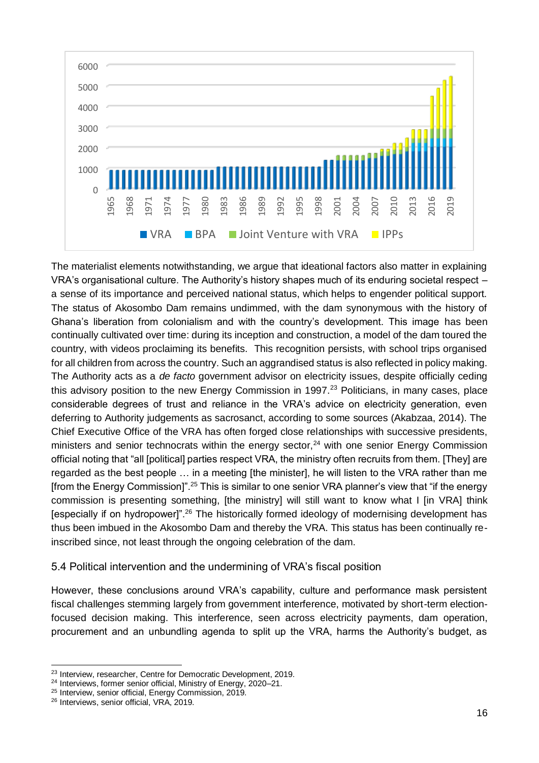The materialist elements notwithstanding, we argue that ideational factors also matter in explaining VRA's organisational culture. The Authority's history shapes much of its enduring societal respect – a sense of its importance and perceived national status, which helps to engender political support. The status of Akosombo Dam remains undimmed, with the dam synonymous with the history of Ghana's liberation from colonialism and with the country's development. This image has been continually cultivated over time: during its inception and construction, a model of the dam toured the country, with videos proclaiming its benefits. This recognition persists, with school trips organised for all children from across the country. Such an aggrandised status is also reflected in policy making. The Authority acts as a *de facto* government advisor on electricity issues, despite officially ceding this advisory position to the new Energy Commission in 1997.[23] Politicians, in many cases, place considerable degrees of trust and reliance in the VRA's advice on electricity generation, even deferring to Authority judgements as sacrosanct, according to some sources (Akabzaa, 2014). The Chief Executive Office of the VRA has often forged close relationships with successive presidents, ministers and senior technocrats within the energy sector,[24] with one senior Energy Commission official noting that "all [political] parties respect VRA, the ministry often recruits from them. [They] are regarded as the best people … in a meeting [the minister], he will listen to the VRA rather than me [from the Energy Commission]".[25] This is similar to one senior VRA planner's view that "if the energy commission is presenting something, [the ministry] will still want to know what I [in VRA] think [especially if on hydropower]".[26] The historically formed ideology of modernising development has thus been imbued in the Akosombo Dam and thereby the VRA. This status has been continually re-inscribed since, not least through the ongoing celebration of the dam.

### 5.4 Political intervention and the undermining of VRA's fiscal position

However, these conclusions around VRA's capability, culture and performance mask persistent fiscal challenges stemming largely from government interference, motivated by short-term election-focused decision making. This interference, seen across electricity payments, dam operation, procurement and an unbundling agenda to split up the VRA, harms the Authority's budget, as

---

[23] Interview, researcher, Centre for Democratic Development, 2019.

[24] Interviews, former senior official, Ministry of Energy, 2020–21.

[25] Interview, senior official, Energy Commission, 2019.

[26] Interviews, senior official, VRA, 2019.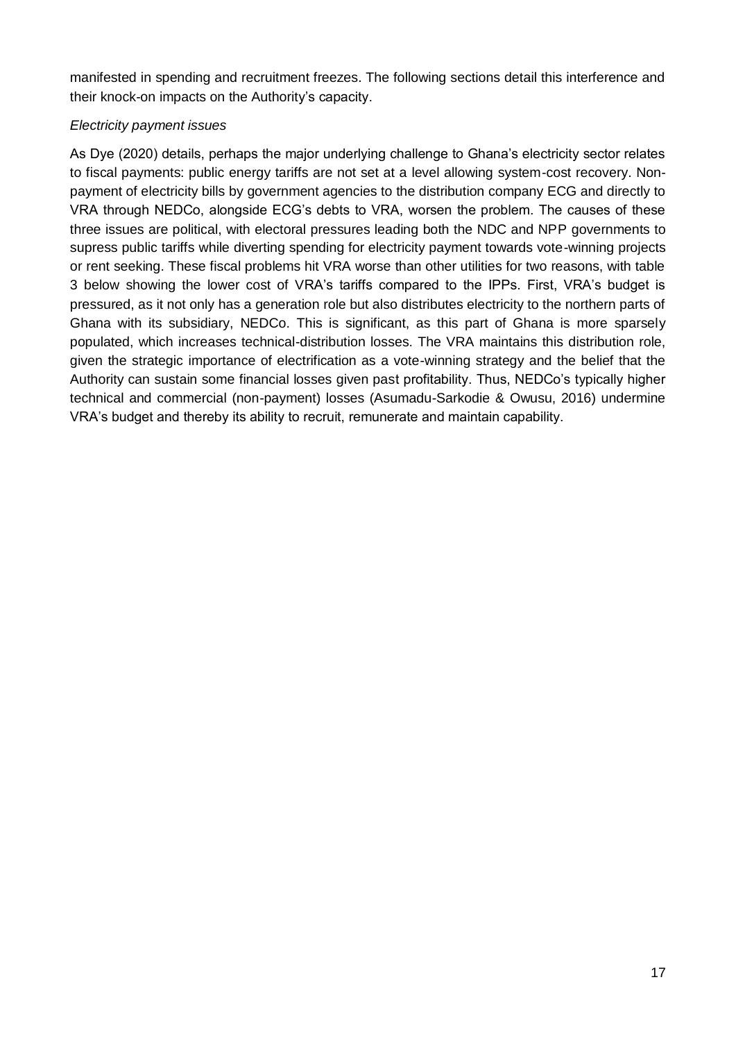manifested in spending and recruitment freezes. The following sections detail this interference and their knock-on impacts on the Authority's capacity.

*Electricity payment issues*

As Dye (2020) details, perhaps the major underlying challenge to Ghana's electricity sector relates to fiscal payments: public energy tariffs are not set at a level allowing system-cost recovery. Non-payment of electricity bills by government agencies to the distribution company ECG and directly to VRA through NEDCo, alongside ECG's debts to VRA, worsen the problem. The causes of these three issues are political, with electoral pressures leading both the NDC and NPP governments to supress public tariffs while diverting spending for electricity payment towards vote-winning projects or rent seeking. These fiscal problems hit VRA worse than other utilities for two reasons, with table 3 below showing the lower cost of VRA's tariffs compared to the IPPs. First, VRA's budget is pressured, as it not only has a generation role but also distributes electricity to the northern parts of Ghana with its subsidiary, NEDCo. This is significant, as this part of Ghana is more sparsely populated, which increases technical-distribution losses. The VRA maintains this distribution role, given the strategic importance of electrification as a vote-winning strategy and the belief that the Authority can sustain some financial losses given past profitability. Thus, NEDCo's typically higher technical and commercial (non-payment) losses (Asumadu-Sarkodie & Owusu, 2016) undermine VRA's budget and thereby its ability to recruit, remunerate and maintain capability.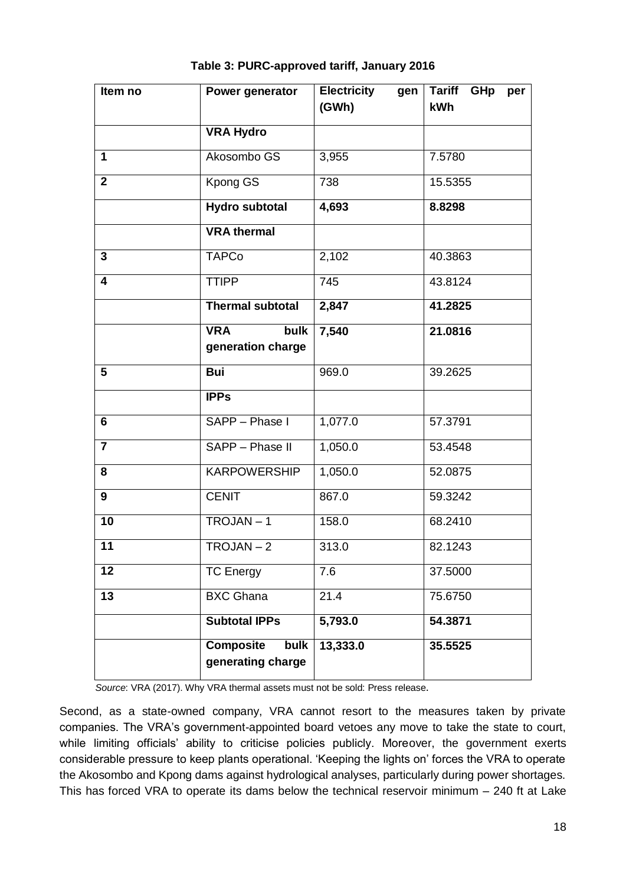**Table 3: PURC-approved tariff, January 2016**

| Item no | Power generator | Electricity gen (GWh) | Tariff GHp per kWh |
|---|---|---|---|
| | **VRA Hydro** | | |
| **1** | Akosombo GS | 3,955 | 7.5780 |
| **2** | Kpong GS | 738 | 15.5355 |
| | **Hydro subtotal** | **4,693** | **8.8298** |
| | **VRA thermal** | | |
| **3** | TAPCo | 2,102 | 40.3863 |
| **4** | TTIPP | 745 | 43.8124 |
| | **Thermal subtotal** | **2,847** | **41.2825** |
| | **VRA bulk generation charge** | **7,540** | **21.0816** |
| **5** | **Bui** | 969.0 | 39.2625 |
| | **IPPs** | | |
| **6** | SAPP – Phase I | 1,077.0 | 57.3791 |
| **7** | SAPP – Phase II | 1,050.0 | 53.4548 |
| **8** | KARPOWERSHIP | 1,050.0 | 52.0875 |
| **9** | CENIT | 867.0 | 59.3242 |
| **10** | TROJAN – 1 | 158.0 | 68.2410 |
| **11** | TROJAN – 2 | 313.0 | 82.1243 |
| **12** | TC Energy | 7.6 | 37.5000 |
| **13** | BXC Ghana | 21.4 | 75.6750 |
| | **Subtotal IPPs** | **5,793.0** | **54.3871** |
| | **Composite bulk generating charge** | **13,333.0** | **35.5525** |

*Source*: VRA (2017). Why VRA thermal assets must not be sold: Press release.

Second, as a state-owned company, VRA cannot resort to the measures taken by private companies. The VRA's government-appointed board vetoes any move to take the state to court, while limiting officials' ability to criticise policies publicly. Moreover, the government exerts considerable pressure to keep plants operational. 'Keeping the lights on' forces the VRA to operate the Akosombo and Kpong dams against hydrological analyses, particularly during power shortages. This has forced VRA to operate its dams below the technical reservoir minimum – 240 ft at Lake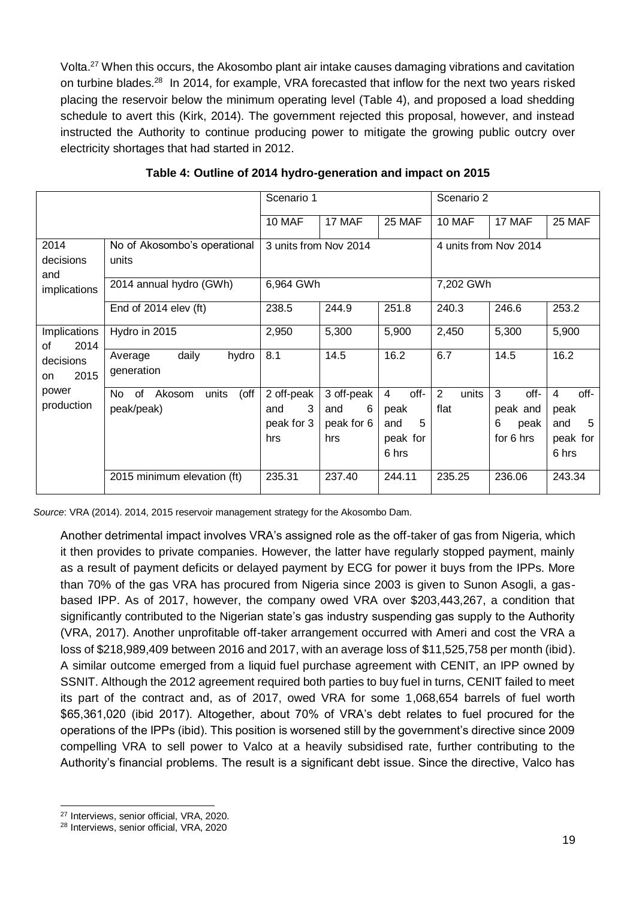Volta.[27] When this occurs, the Akosombo plant air intake causes damaging vibrations and cavitation on turbine blades.[28] In 2014, for example, VRA forecasted that inflow for the next two years risked placing the reservoir below the minimum operating level (Table 4), and proposed a load shedding schedule to avert this (Kirk, 2014). The government rejected this proposal, however, and instead instructed the Authority to continue producing power to mitigate the growing public outcry over electricity shortages that had started in 2012.

**Table 4: Outline of 2014 hydro-generation and impact on 2015**

| | | Scenario 1 | | | Scenario 2 | | |
|---|---|---|---|---|---|---|---|
| | | 10 MAF | 17 MAF | 25 MAF | 10 MAF | 17 MAF | 25 MAF |
| 2014 decisions and implications | No of Akosombo's operational units | 3 units from Nov 2014 | | | 4 units from Nov 2014 | | |
| | 2014 annual hydro (GWh) | 6,964 GWh | | | 7,202 GWh | | |
| | End of 2014 elev (ft) | 238.5 | 244.9 | 251.8 | 240.3 | 246.6 | 253.2 |
| Implications of 2014 decisions on 2015 power production | Hydro in 2015 | 2,950 | 5,300 | 5,900 | 2,450 | 5,300 | 5,900 |
| | Average daily hydro generation | 8.1 | 14.5 | 16.2 | 6.7 | 14.5 | 16.2 |
| | No of Akosom units (off peak/peak) | 2 off-peak and 3 peak for 3 hrs | 3 off-peak and 6 peak for 6 hrs | 4 off-peak and 5 peak for 6 hrs | 2 units flat | 3 off-peak and 6 peak for 6 hrs | 4 off-peak and 5 peak for 6 hrs |
| | 2015 minimum elevation (ft) | 235.31 | 237.40 | 244.11 | 235.25 | 236.06 | 243.34 |

*Source*: VRA (2014). 2014, 2015 reservoir management strategy for the Akosombo Dam.

Another detrimental impact involves VRA's assigned role as the off-taker of gas from Nigeria, which it then provides to private companies. However, the latter have regularly stopped payment, mainly as a result of payment deficits or delayed payment by ECG for power it buys from the IPPs. More than 70% of the gas VRA has procured from Nigeria since 2003 is given to Sunon Asogli, a gas-based IPP. As of 2017, however, the company owed VRA over $203,443,267, a condition that significantly contributed to the Nigerian state's gas industry suspending gas supply to the Authority (VRA, 2017). Another unprofitable off-taker arrangement occurred with Ameri and cost the VRA a loss of $218,989,409 between 2016 and 2017, with an average loss of $11,525,758 per month (ibid). A similar outcome emerged from a liquid fuel purchase agreement with CENIT, an IPP owned by SSNIT. Although the 2012 agreement required both parties to buy fuel in turns, CENIT failed to meet its part of the contract and, as of 2017, owed VRA for some 1,068,654 barrels of fuel worth $65,361,020 (ibid 2017). Altogether, about 70% of VRA's debt relates to fuel procured for the operations of the IPPs (ibid). This position is worsened still by the government's directive since 2009 compelling VRA to sell power to Valco at a heavily subsidised rate, further contributing to the Authority's financial problems. The result is a significant debt issue. Since the directive, Valco has

[27] Interviews, senior official, VRA, 2020.

[28] Interviews, senior official, VRA, 2020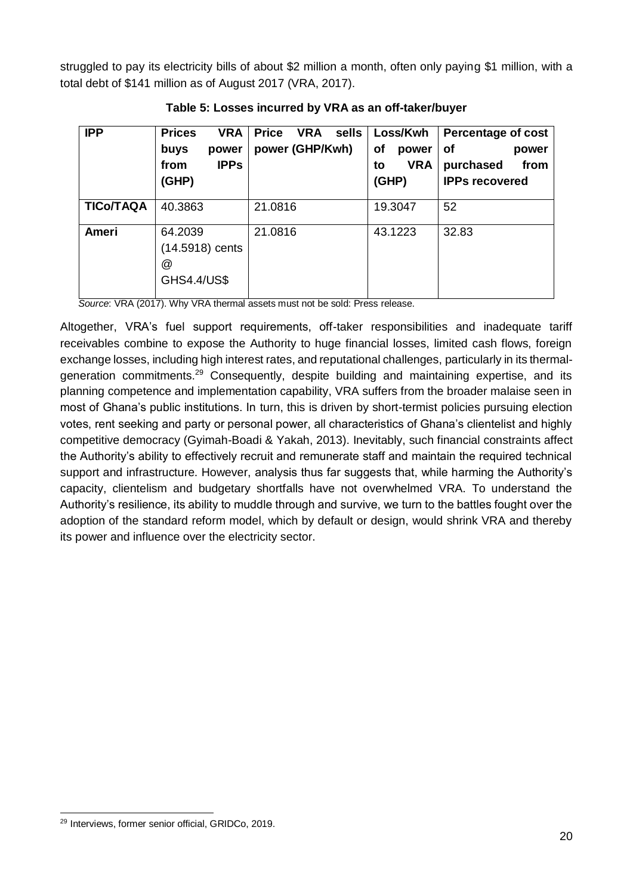struggled to pay its electricity bills of about $2 million a month, often only paying $1 million, with a total debt of $141 million as of August 2017 (VRA, 2017).

**Table 5: Losses incurred by VRA as an off-taker/buyer**

| IPP | Prices VRA buys power from IPPs (GHP) | Price VRA sells power (GHP/Kwh) | Loss/Kwh of power to VRA (GHP) | Percentage of cost of power purchased from IPPs recovered |
|---|---|---|---|---|
| **TICo/TAQA** | 40.3863 | 21.0816 | 19.3047 | 52 |
| **Ameri** | 64.2039 (14.5918) cents @ GHS4.4/US$ | 21.0816 | 43.1223 | 32.83 |

*Source*: VRA (2017). Why VRA thermal assets must not be sold: Press release.

Altogether, VRA's fuel support requirements, off-taker responsibilities and inadequate tariff receivables combine to expose the Authority to huge financial losses, limited cash flows, foreign exchange losses, including high interest rates, and reputational challenges, particularly in its thermal-generation commitments.[29] Consequently, despite building and maintaining expertise, and its planning competence and implementation capability, VRA suffers from the broader malaise seen in most of Ghana's public institutions. In turn, this is driven by short-termist policies pursuing election votes, rent seeking and party or personal power, all characteristics of Ghana's clientelist and highly competitive democracy (Gyimah-Boadi & Yakah, 2013). Inevitably, such financial constraints affect the Authority's ability to effectively recruit and remunerate staff and maintain the required technical support and infrastructure. However, analysis thus far suggests that, while harming the Authority's capacity, clientelism and budgetary shortfalls have not overwhelmed VRA. To understand the Authority's resilience, its ability to muddle through and survive, we turn to the battles fought over the adoption of the standard reform model, which by default or design, would shrink VRA and thereby its power and influence over the electricity sector.

[29] Interviews, former senior official, GRIDCo, 2019.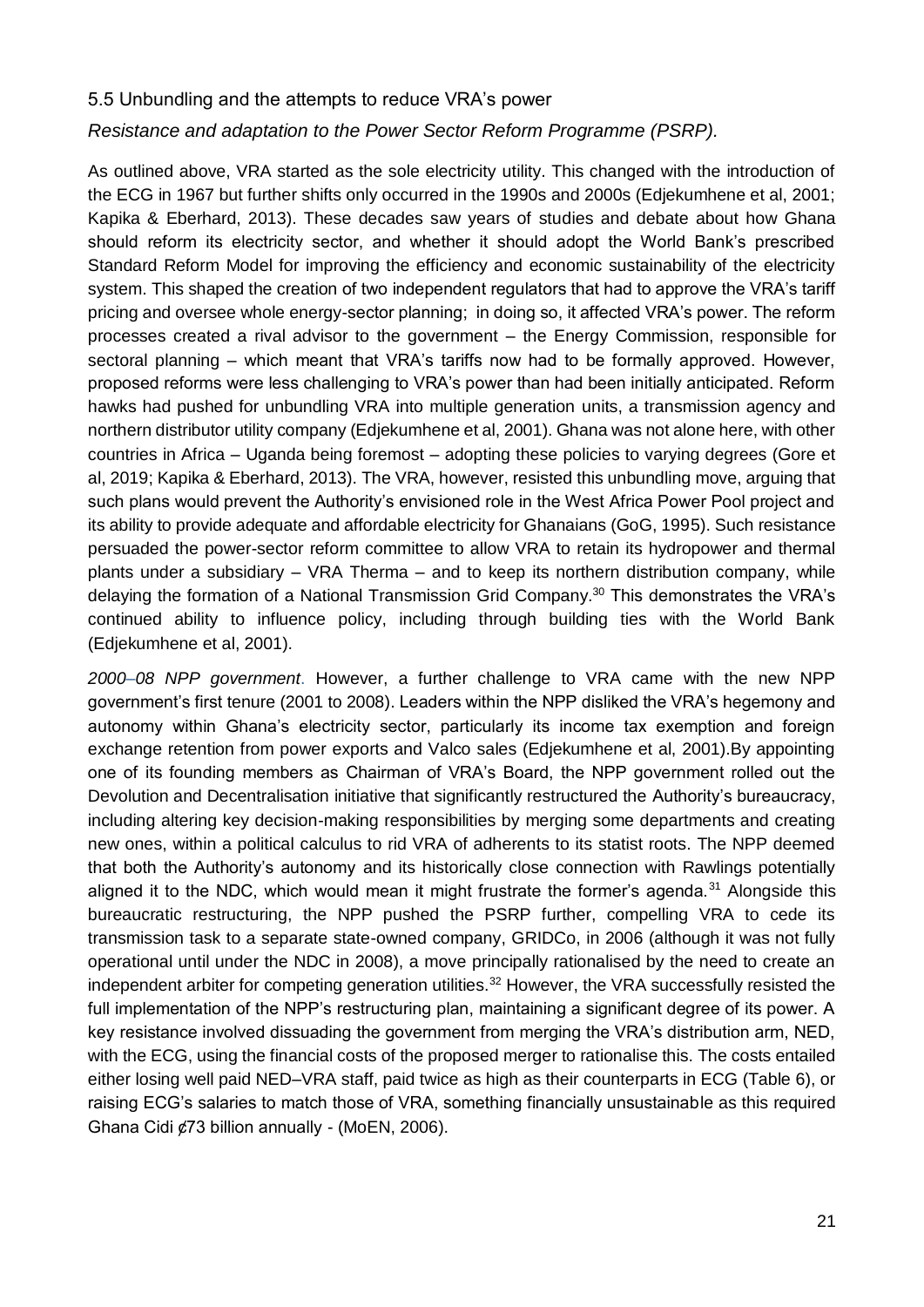## 5.5 Unbundling and the attempts to reduce VRA's power

*Resistance and adaptation to the Power Sector Reform Programme (PSRP).*

As outlined above, VRA started as the sole electricity utility. This changed with the introduction of the ECG in 1967 but further shifts only occurred in the 1990s and 2000s (Edjekumhene et al, 2001; Kapika & Eberhard, 2013). These decades saw years of studies and debate about how Ghana should reform its electricity sector, and whether it should adopt the World Bank's prescribed Standard Reform Model for improving the efficiency and economic sustainability of the electricity system. This shaped the creation of two independent regulators that had to approve the VRA's tariff pricing and oversee whole energy-sector planning; in doing so, it affected VRA's power. The reform processes created a rival advisor to the government – the Energy Commission, responsible for sectoral planning – which meant that VRA's tariffs now had to be formally approved. However, proposed reforms were less challenging to VRA's power than had been initially anticipated. Reform hawks had pushed for unbundling VRA into multiple generation units, a transmission agency and northern distributor utility company (Edjekumhene et al, 2001). Ghana was not alone here, with other countries in Africa – Uganda being foremost – adopting these policies to varying degrees (Gore et al, 2019; Kapika & Eberhard, 2013). The VRA, however, resisted this unbundling move, arguing that such plans would prevent the Authority's envisioned role in the West Africa Power Pool project and its ability to provide adequate and affordable electricity for Ghanaians (GoG, 1995). Such resistance persuaded the power-sector reform committee to allow VRA to retain its hydropower and thermal plants under a subsidiary – VRA Therma – and to keep its northern distribution company, while delaying the formation of a National Transmission Grid Company.[30] This demonstrates the VRA's continued ability to influence policy, including through building ties with the World Bank (Edjekumhene et al, 2001).

*2000–08 NPP government*. However, a further challenge to VRA came with the new NPP government's first tenure (2001 to 2008). Leaders within the NPP disliked the VRA's hegemony and autonomy within Ghana's electricity sector, particularly its income tax exemption and foreign exchange retention from power exports and Valco sales (Edjekumhene et al, 2001).By appointing one of its founding members as Chairman of VRA's Board, the NPP government rolled out the Devolution and Decentralisation initiative that significantly restructured the Authority's bureaucracy, including altering key decision-making responsibilities by merging some departments and creating new ones, within a political calculus to rid VRA of adherents to its statist roots. The NPP deemed that both the Authority's autonomy and its historically close connection with Rawlings potentially aligned it to the NDC, which would mean it might frustrate the former's agenda.[31] Alongside this bureaucratic restructuring, the NPP pushed the PSRP further, compelling VRA to cede its transmission task to a separate state-owned company, GRIDCo, in 2006 (although it was not fully operational until under the NDC in 2008), a move principally rationalised by the need to create an independent arbiter for competing generation utilities.[32] However, the VRA successfully resisted the full implementation of the NPP's restructuring plan, maintaining a significant degree of its power. A key resistance involved dissuading the government from merging the VRA's distribution arm, NED, with the ECG, using the financial costs of the proposed merger to rationalise this. The costs entailed either losing well paid NED–VRA staff, paid twice as high as their counterparts in ECG (Table 6), or raising ECG's salaries to match those of VRA, something financially unsustainable as this required Ghana Cidi ₵73 billion annually - (MoEN, 2006).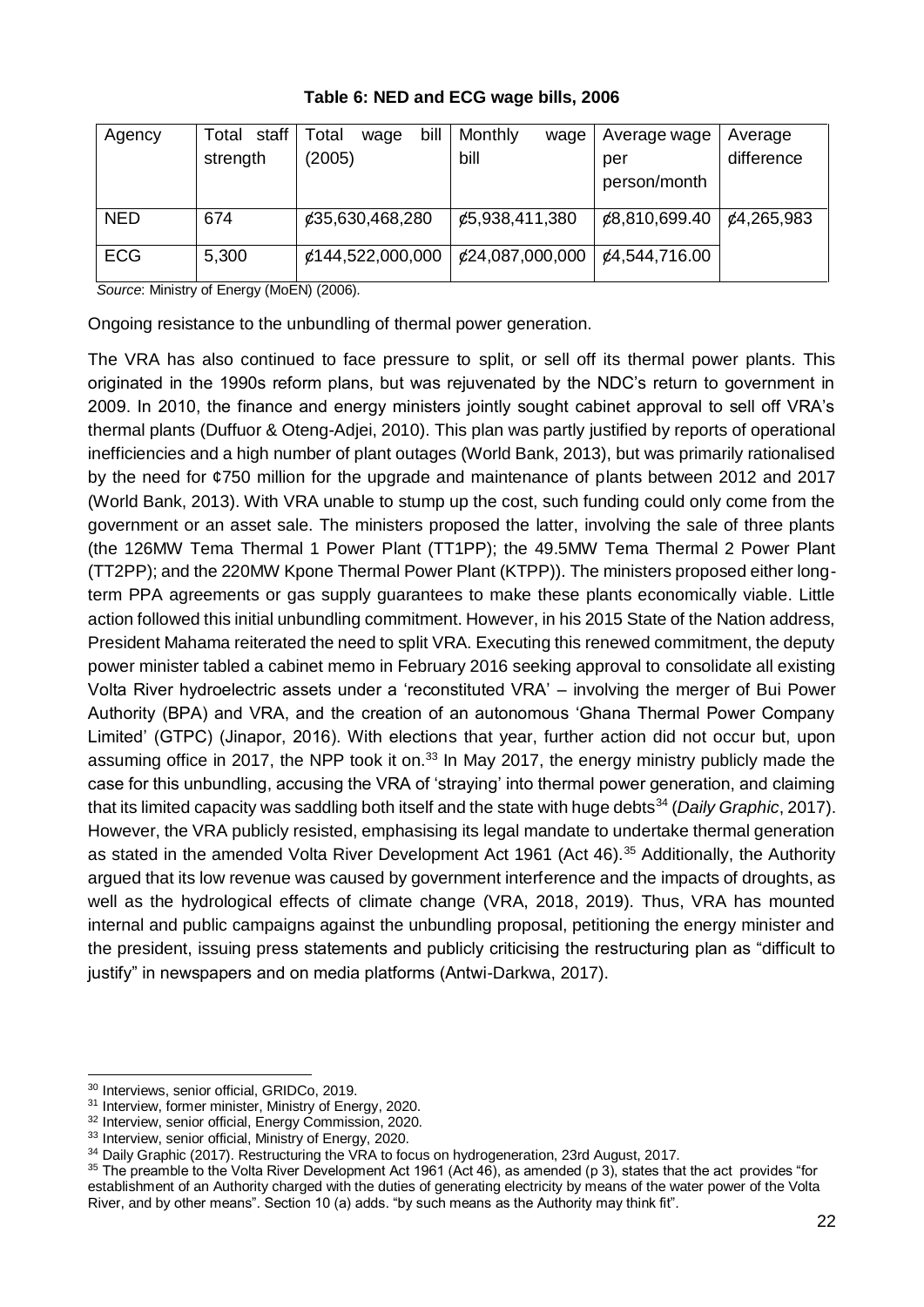**Table 6: NED and ECG wage bills, 2006**

| Agency | Total staff strength | Total wage bill (2005) | Monthly wage bill | Average wage per person/month | Average difference |
|---|---|---|---|---|---|
| NED | 674 | ¢35,630,468,280 | ¢5,938,411,380 | ¢8,810,699.40 | ¢4,265,983 |
| ECG | 5,300 | ¢144,522,000,000 | ¢24,087,000,000 | ¢4,544,716.00 | |

*Source*: Ministry of Energy (MoEN) (2006).

Ongoing resistance to the unbundling of thermal power generation.

The VRA has also continued to face pressure to split, or sell off its thermal power plants. This originated in the 1990s reform plans, but was rejuvenated by the NDC's return to government in 2009. In 2010, the finance and energy ministers jointly sought cabinet approval to sell off VRA's thermal plants (Duffuor & Oteng-Adjei, 2010). This plan was partly justified by reports of operational inefficiencies and a high number of plant outages (World Bank, 2013), but was primarily rationalised by the need for ¢750 million for the upgrade and maintenance of plants between 2012 and 2017 (World Bank, 2013). With VRA unable to stump up the cost, such funding could only come from the government or an asset sale. The ministers proposed the latter, involving the sale of three plants (the 126MW Tema Thermal 1 Power Plant (TT1PP); the 49.5MW Tema Thermal 2 Power Plant (TT2PP); and the 220MW Kpone Thermal Power Plant (KTPP)). The ministers proposed either long-term PPA agreements or gas supply guarantees to make these plants economically viable. Little action followed this initial unbundling commitment. However, in his 2015 State of the Nation address, President Mahama reiterated the need to split VRA. Executing this renewed commitment, the deputy power minister tabled a cabinet memo in February 2016 seeking approval to consolidate all existing Volta River hydroelectric assets under a 'reconstituted VRA' – involving the merger of Bui Power Authority (BPA) and VRA, and the creation of an autonomous 'Ghana Thermal Power Company Limited' (GTPC) (Jinapor, 2016). With elections that year, further action did not occur but, upon assuming office in 2017, the NPP took it on.[33] In May 2017, the energy ministry publicly made the case for this unbundling, accusing the VRA of 'straying' into thermal power generation, and claiming that its limited capacity was saddling both itself and the state with huge debts[34] (*Daily Graphic*, 2017). However, the VRA publicly resisted, emphasising its legal mandate to undertake thermal generation as stated in the amended Volta River Development Act 1961 (Act 46).[35] Additionally, the Authority argued that its low revenue was caused by government interference and the impacts of droughts, as well as the hydrological effects of climate change (VRA, 2018, 2019). Thus, VRA has mounted internal and public campaigns against the unbundling proposal, petitioning the energy minister and the president, issuing press statements and publicly criticising the restructuring plan as "difficult to justify" in newspapers and on media platforms (Antwi-Darkwa, 2017).

---

[30] Interviews, senior official, GRIDCo, 2019.

[31] Interview, former minister, Ministry of Energy, 2020.

[32] Interview, senior official, Energy Commission, 2020.

[33] Interview, senior official, Ministry of Energy, 2020.

[34] Daily Graphic (2017). Restructuring the VRA to focus on hydrogeneration, 23rd August, 2017.

[35] The preamble to the Volta River Development Act 1961 (Act 46), as amended (p 3), states that the act provides "for establishment of an Authority charged with the duties of generating electricity by means of the water power of the Volta River, and by other means". Section 10 (a) adds. "by such means as the Authority may think fit".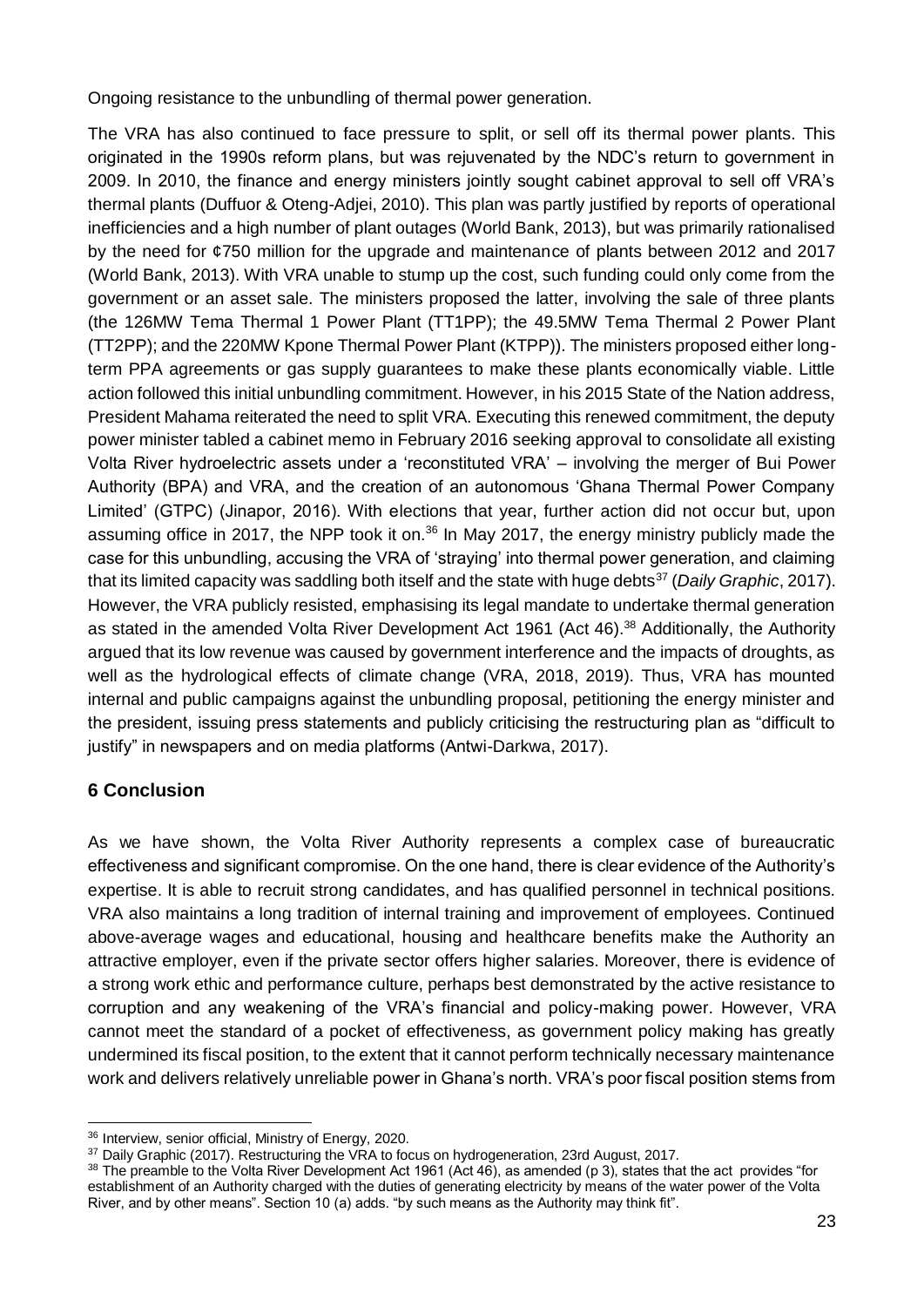Ongoing resistance to the unbundling of thermal power generation.

The VRA has also continued to face pressure to split, or sell off its thermal power plants. This originated in the 1990s reform plans, but was rejuvenated by the NDC's return to government in 2009. In 2010, the finance and energy ministers jointly sought cabinet approval to sell off VRA's thermal plants (Duffuor & Oteng-Adjei, 2010). This plan was partly justified by reports of operational inefficiencies and a high number of plant outages (World Bank, 2013), but was primarily rationalised by the need for ¢750 million for the upgrade and maintenance of plants between 2012 and 2017 (World Bank, 2013). With VRA unable to stump up the cost, such funding could only come from the government or an asset sale. The ministers proposed the latter, involving the sale of three plants (the 126MW Tema Thermal 1 Power Plant (TT1PP); the 49.5MW Tema Thermal 2 Power Plant (TT2PP); and the 220MW Kpone Thermal Power Plant (KTPP)). The ministers proposed either long-term PPA agreements or gas supply guarantees to make these plants economically viable. Little action followed this initial unbundling commitment. However, in his 2015 State of the Nation address, President Mahama reiterated the need to split VRA. Executing this renewed commitment, the deputy power minister tabled a cabinet memo in February 2016 seeking approval to consolidate all existing Volta River hydroelectric assets under a 'reconstituted VRA' – involving the merger of Bui Power Authority (BPA) and VRA, and the creation of an autonomous 'Ghana Thermal Power Company Limited' (GTPC) (Jinapor, 2016). With elections that year, further action did not occur but, upon assuming office in 2017, the NPP took it on.[36] In May 2017, the energy ministry publicly made the case for this unbundling, accusing the VRA of 'straying' into thermal power generation, and claiming that its limited capacity was saddling both itself and the state with huge debts[37] (*Daily Graphic*, 2017). However, the VRA publicly resisted, emphasising its legal mandate to undertake thermal generation as stated in the amended Volta River Development Act 1961 (Act 46).[38] Additionally, the Authority argued that its low revenue was caused by government interference and the impacts of droughts, as well as the hydrological effects of climate change (VRA, 2018, 2019). Thus, VRA has mounted internal and public campaigns against the unbundling proposal, petitioning the energy minister and the president, issuing press statements and publicly criticising the restructuring plan as "difficult to justify" in newspapers and on media platforms (Antwi-Darkwa, 2017).

## 6 Conclusion

As we have shown, the Volta River Authority represents a complex case of bureaucratic effectiveness and significant compromise. On the one hand, there is clear evidence of the Authority's expertise. It is able to recruit strong candidates, and has qualified personnel in technical positions. VRA also maintains a long tradition of internal training and improvement of employees. Continued above-average wages and educational, housing and healthcare benefits make the Authority an attractive employer, even if the private sector offers higher salaries. Moreover, there is evidence of a strong work ethic and performance culture, perhaps best demonstrated by the active resistance to corruption and any weakening of the VRA's financial and policy-making power. However, VRA cannot meet the standard of a pocket of effectiveness, as government policy making has greatly undermined its fiscal position, to the extent that it cannot perform technically necessary maintenance work and delivers relatively unreliable power in Ghana's north. VRA's poor fiscal position stems from

---

[36] Interview, senior official, Ministry of Energy, 2020.

[37] Daily Graphic (2017). Restructuring the VRA to focus on hydrogeneration, 23rd August, 2017.

[38] The preamble to the Volta River Development Act 1961 (Act 46), as amended (p 3), states that the act provides "for establishment of an Authority charged with the duties of generating electricity by means of the water power of the Volta River, and by other means". Section 10 (a) adds. "by such means as the Authority may think fit".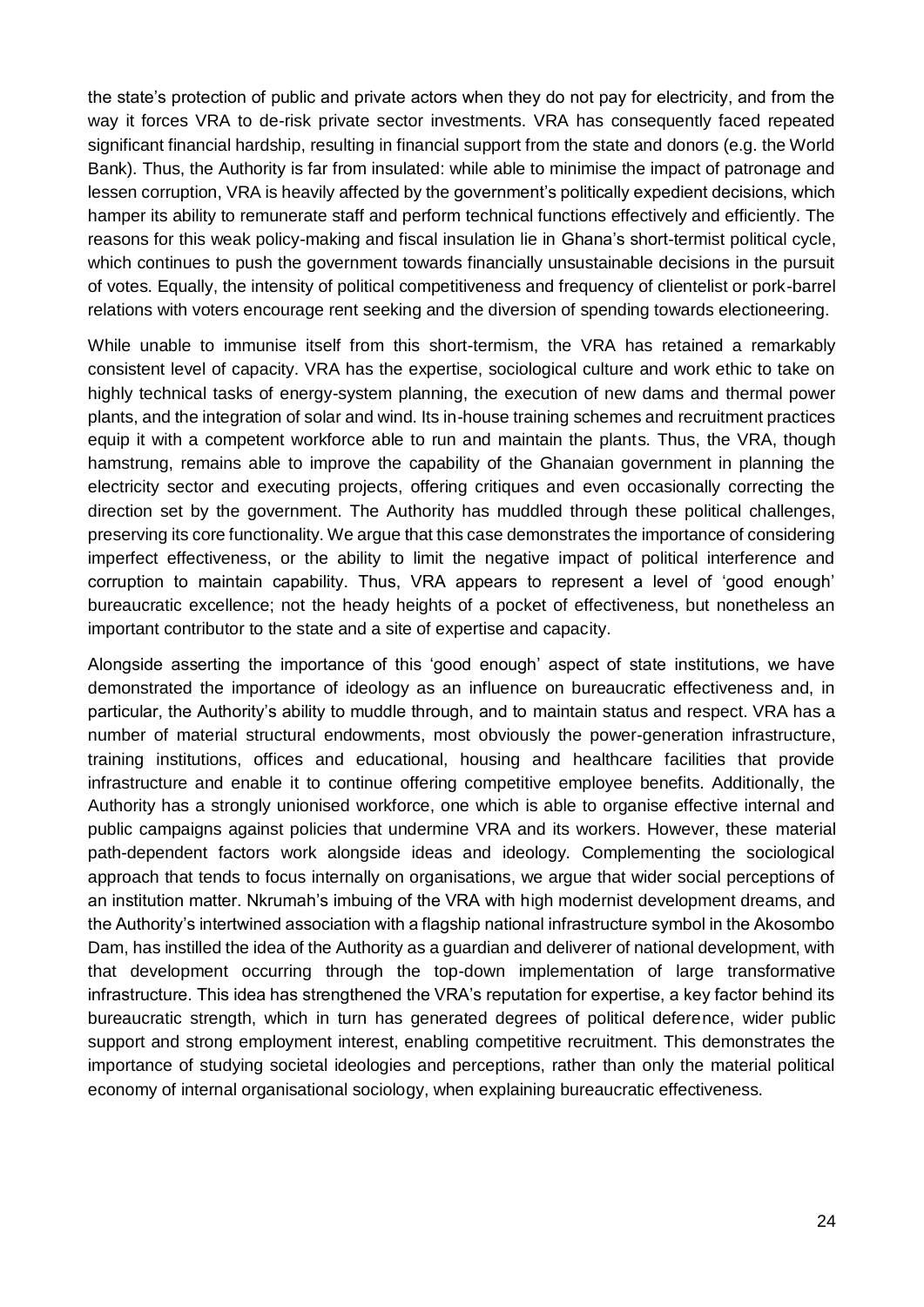the state's protection of public and private actors when they do not pay for electricity, and from the way it forces VRA to de-risk private sector investments. VRA has consequently faced repeated significant financial hardship, resulting in financial support from the state and donors (e.g. the World Bank). Thus, the Authority is far from insulated: while able to minimise the impact of patronage and lessen corruption, VRA is heavily affected by the government's politically expedient decisions, which hamper its ability to remunerate staff and perform technical functions effectively and efficiently. The reasons for this weak policy-making and fiscal insulation lie in Ghana's short-termist political cycle, which continues to push the government towards financially unsustainable decisions in the pursuit of votes. Equally, the intensity of political competitiveness and frequency of clientelist or pork-barrel relations with voters encourage rent seeking and the diversion of spending towards electioneering.

While unable to immunise itself from this short-termism, the VRA has retained a remarkably consistent level of capacity. VRA has the expertise, sociological culture and work ethic to take on highly technical tasks of energy-system planning, the execution of new dams and thermal power plants, and the integration of solar and wind. Its in-house training schemes and recruitment practices equip it with a competent workforce able to run and maintain the plants. Thus, the VRA, though hamstrung, remains able to improve the capability of the Ghanaian government in planning the electricity sector and executing projects, offering critiques and even occasionally correcting the direction set by the government. The Authority has muddled through these political challenges, preserving its core functionality. We argue that this case demonstrates the importance of considering imperfect effectiveness, or the ability to limit the negative impact of political interference and corruption to maintain capability. Thus, VRA appears to represent a level of 'good enough' bureaucratic excellence; not the heady heights of a pocket of effectiveness, but nonetheless an important contributor to the state and a site of expertise and capacity.

Alongside asserting the importance of this 'good enough' aspect of state institutions, we have demonstrated the importance of ideology as an influence on bureaucratic effectiveness and, in particular, the Authority's ability to muddle through, and to maintain status and respect. VRA has a number of material structural endowments, most obviously the power-generation infrastructure, training institutions, offices and educational, housing and healthcare facilities that provide infrastructure and enable it to continue offering competitive employee benefits. Additionally, the Authority has a strongly unionised workforce, one which is able to organise effective internal and public campaigns against policies that undermine VRA and its workers. However, these material path-dependent factors work alongside ideas and ideology. Complementing the sociological approach that tends to focus internally on organisations, we argue that wider social perceptions of an institution matter. Nkrumah's imbuing of the VRA with high modernist development dreams, and the Authority's intertwined association with a flagship national infrastructure symbol in the Akosombo Dam, has instilled the idea of the Authority as a guardian and deliverer of national development, with that development occurring through the top-down implementation of large transformative infrastructure. This idea has strengthened the VRA's reputation for expertise, a key factor behind its bureaucratic strength, which in turn has generated degrees of political deference, wider public support and strong employment interest, enabling competitive recruitment. This demonstrates the importance of studying societal ideologies and perceptions, rather than only the material political economy of internal organisational sociology, when explaining bureaucratic effectiveness.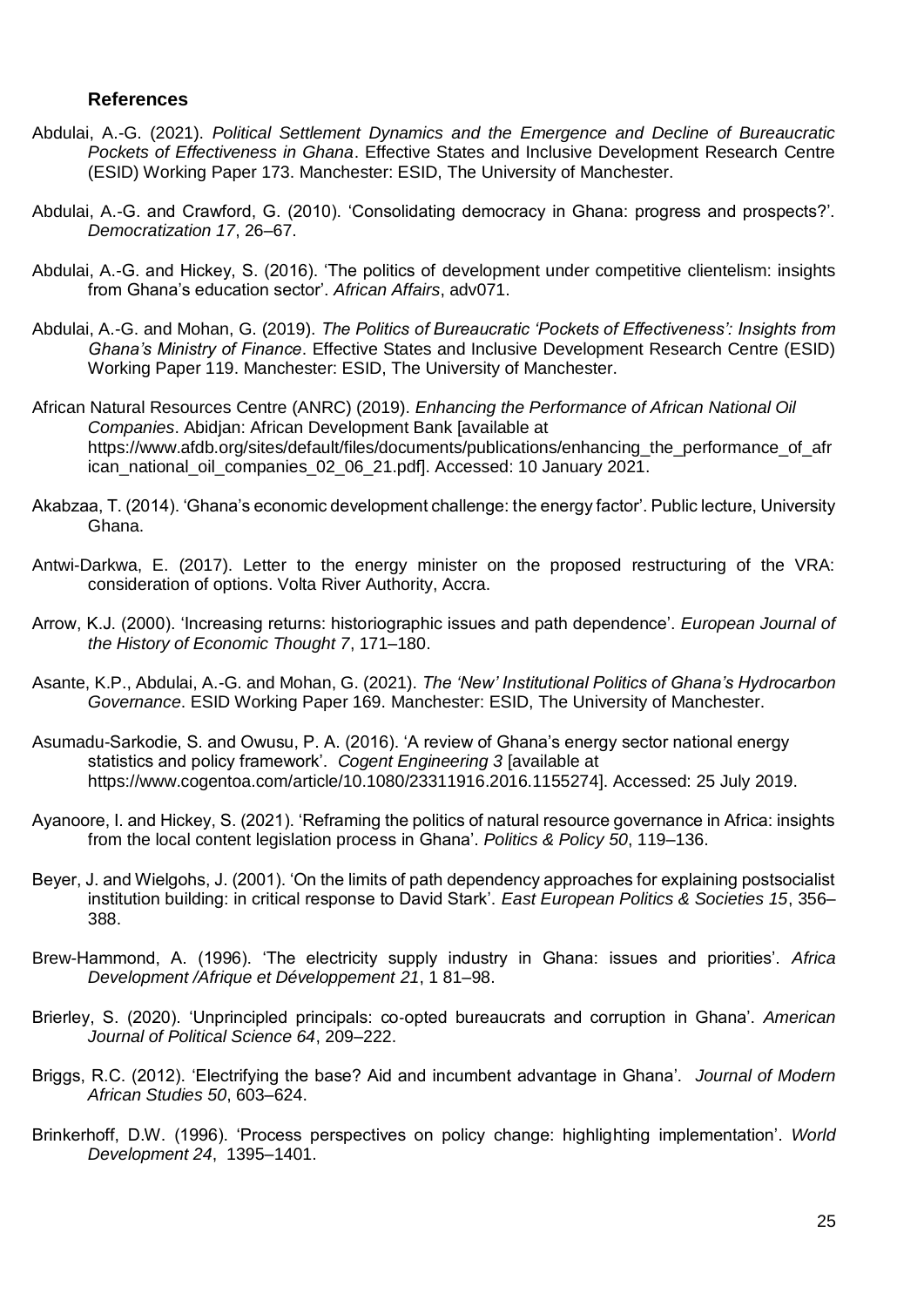### References

Abdulai, A.-G. (2021). *Political Settlement Dynamics and the Emergence and Decline of Bureaucratic Pockets of Effectiveness in Ghana*. Effective States and Inclusive Development Research Centre (ESID) Working Paper 173. Manchester: ESID, The University of Manchester.

Abdulai, A.-G. and Crawford, G. (2010). 'Consolidating democracy in Ghana: progress and prospects?'. *Democratization 17*, 26–67.

Abdulai, A.-G. and Hickey, S. (2016). 'The politics of development under competitive clientelism: insights from Ghana's education sector'. *African Affairs*, adv071.

Abdulai, A.-G. and Mohan, G. (2019). *The Politics of Bureaucratic 'Pockets of Effectiveness': Insights from Ghana's Ministry of Finance*. Effective States and Inclusive Development Research Centre (ESID) Working Paper 119. Manchester: ESID, The University of Manchester.

African Natural Resources Centre (ANRC) (2019). *Enhancing the Performance of African National Oil Companies*. Abidjan: African Development Bank [available at https://www.afdb.org/sites/default/files/documents/publications/enhancing_the_performance_of_african_national_oil_companies_02_06_21.pdf]. Accessed: 10 January 2021.

Akabzaa, T. (2014). 'Ghana's economic development challenge: the energy factor'. Public lecture, University Ghana.

Antwi-Darkwa, E. (2017). Letter to the energy minister on the proposed restructuring of the VRA: consideration of options. Volta River Authority, Accra.

Arrow, K.J. (2000). 'Increasing returns: historiographic issues and path dependence'. *European Journal of the History of Economic Thought 7*, 171–180.

Asante, K.P., Abdulai, A.-G. and Mohan, G. (2021). *The 'New' Institutional Politics of Ghana's Hydrocarbon Governance*. ESID Working Paper 169. Manchester: ESID, The University of Manchester.

Asumadu-Sarkodie, S. and Owusu, P. A. (2016). 'A review of Ghana's energy sector national energy statistics and policy framework'. *Cogent Engineering 3* [available at https://www.cogentoa.com/article/10.1080/23311916.2016.1155274]. Accessed: 25 July 2019.

Ayanoore, I. and Hickey, S. (2021). 'Reframing the politics of natural resource governance in Africa: insights from the local content legislation process in Ghana'. *Politics & Policy 50*, 119–136.

Beyer, J. and Wielgohs, J. (2001). 'On the limits of path dependency approaches for explaining postsocialist institution building: in critical response to David Stark'. *East European Politics & Societies 15*, 356–388.

Brew-Hammond, A. (1996). 'The electricity supply industry in Ghana: issues and priorities'. *Africa Development /Afrique et Développement 21*, 1 81–98.

Brierley, S. (2020). 'Unprincipled principals: co-opted bureaucrats and corruption in Ghana'. *American Journal of Political Science 64*, 209–222.

Briggs, R.C. (2012). 'Electrifying the base? Aid and incumbent advantage in Ghana'. *Journal of Modern African Studies 50*, 603–624.

Brinkerhoff, D.W. (1996). 'Process perspectives on policy change: highlighting implementation'. *World Development 24*, 1395–1401.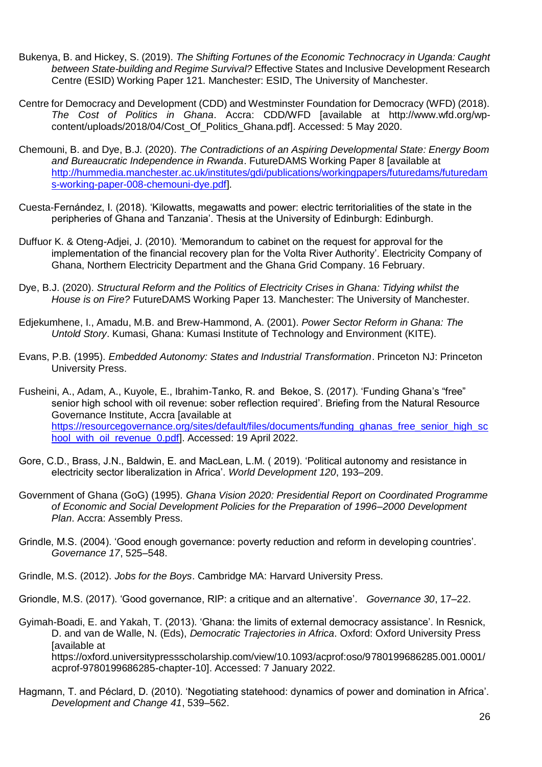Bukenya, B. and Hickey, S. (2019). *The Shifting Fortunes of the Economic Technocracy in Uganda: Caught between State-building and Regime Survival?* Effective States and Inclusive Development Research Centre (ESID) Working Paper 121. Manchester: ESID, The University of Manchester.

Centre for Democracy and Development (CDD) and Westminster Foundation for Democracy (WFD) (2018). *The Cost of Politics in Ghana*. Accra: CDD/WFD [available at http://www.wfd.org/wp-content/uploads/2018/04/Cost_Of_Politics_Ghana.pdf]. Accessed: 5 May 2020.

Chemouni, B. and Dye, B.J. (2020). *The Contradictions of an Aspiring Developmental State: Energy Boom and Bureaucratic Independence in Rwanda*. FutureDAMS Working Paper 8 [available at http://hummedia.manchester.ac.uk/institutes/gdi/publications/workingpapers/futuredams/futuredams-working-paper-008-chemouni-dye.pdf].

Cuesta-Fernández, I. (2018). 'Kilowatts, megawatts and power: electric territorialities of the state in the peripheries of Ghana and Tanzania'. Thesis at the University of Edinburgh: Edinburgh.

Duffuor K. & Oteng-Adjei, J. (2010). 'Memorandum to cabinet on the request for approval for the implementation of the financial recovery plan for the Volta River Authority'. Electricity Company of Ghana, Northern Electricity Department and the Ghana Grid Company. 16 February.

Dye, B.J. (2020). *Structural Reform and the Politics of Electricity Crises in Ghana: Tidying whilst the House is on Fire?* FutureDAMS Working Paper 13. Manchester: The University of Manchester.

Edjekumhene, I., Amadu, M.B. and Brew-Hammond, A. (2001). *Power Sector Reform in Ghana: The Untold Story*. Kumasi, Ghana: Kumasi Institute of Technology and Environment (KITE).

Evans, P.B. (1995). *Embedded Autonomy: States and Industrial Transformation*. Princeton NJ: Princeton University Press.

Fusheini, A., Adam, A., Kuyole, E., Ibrahim-Tanko, R. and Bekoe, S. (2017). 'Funding Ghana's "free" senior high school with oil revenue: sober reflection required'. Briefing from the Natural Resource Governance Institute, Accra [available at https://resourcegovernance.org/sites/default/files/documents/funding_ghanas_free_senior_high_school_with_oil_revenue_0.pdf]. Accessed: 19 April 2022.

Gore, C.D., Brass, J.N., Baldwin, E. and MacLean, L.M. ( 2019). 'Political autonomy and resistance in electricity sector liberalization in Africa'. *World Development 120*, 193–209.

Government of Ghana (GoG) (1995). *Ghana Vision 2020: Presidential Report on Coordinated Programme of Economic and Social Development Policies for the Preparation of 1996–2000 Development Plan*. Accra: Assembly Press.

Grindle, M.S. (2004). 'Good enough governance: poverty reduction and reform in developing countries'. *Governance 17*, 525–548.

Grindle, M.S. (2012). *Jobs for the Boys*. Cambridge MA: Harvard University Press.

Griondle, M.S. (2017). 'Good governance, RIP: a critique and an alternative'. *Governance 30*, 17–22.

Gyimah-Boadi, E. and Yakah, T. (2013). 'Ghana: the limits of external democracy assistance'. In Resnick, D. and van de Walle, N. (Eds), *Democratic Trajectories in Africa*. Oxford: Oxford University Press [available at https://oxford.universitypressscholarship.com/view/10.1093/acprof:oso/9780199686285.001.0001/acprof-9780199686285-chapter-10]. Accessed: 7 January 2022.

Hagmann, T. and Péclard, D. (2010). 'Negotiating statehood: dynamics of power and domination in Africa'. *Development and Change 41*, 539–562.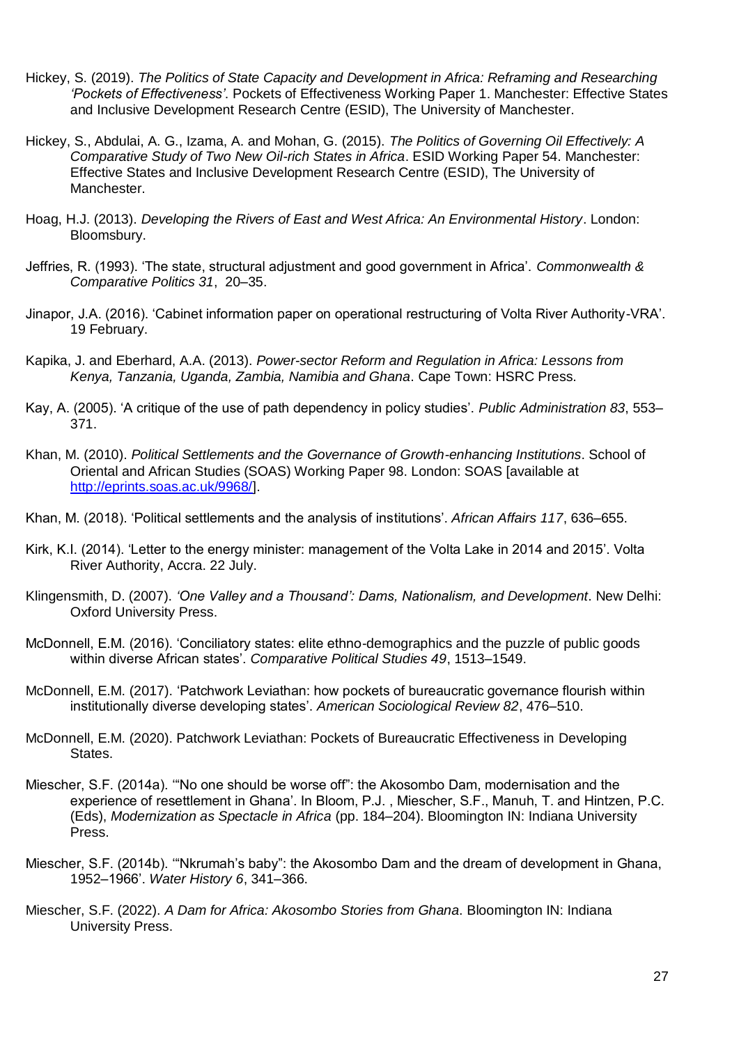Hickey, S. (2019). *The Politics of State Capacity and Development in Africa: Reframing and Researching 'Pockets of Effectiveness'*. Pockets of Effectiveness Working Paper 1. Manchester: Effective States and Inclusive Development Research Centre (ESID), The University of Manchester.

Hickey, S., Abdulai, A. G., Izama, A. and Mohan, G. (2015). *The Politics of Governing Oil Effectively: A Comparative Study of Two New Oil-rich States in Africa*. ESID Working Paper 54. Manchester: Effective States and Inclusive Development Research Centre (ESID), The University of Manchester.

Hoag, H.J. (2013). *Developing the Rivers of East and West Africa: An Environmental History*. London: Bloomsbury.

Jeffries, R. (1993). 'The state, structural adjustment and good government in Africa'. *Commonwealth & Comparative Politics 31*, 20–35.

Jinapor, J.A. (2016). 'Cabinet information paper on operational restructuring of Volta River Authority-VRA'. 19 February.

Kapika, J. and Eberhard, A.A. (2013). *Power-sector Reform and Regulation in Africa: Lessons from Kenya, Tanzania, Uganda, Zambia, Namibia and Ghana*. Cape Town: HSRC Press.

Kay, A. (2005). 'A critique of the use of path dependency in policy studies'. *Public Administration 83*, 553–371.

Khan, M. (2010). *Political Settlements and the Governance of Growth-enhancing Institutions*. School of Oriental and African Studies (SOAS) Working Paper 98. London: SOAS [available at http://eprints.soas.ac.uk/9968/].

Khan, M. (2018). 'Political settlements and the analysis of institutions'. *African Affairs 117*, 636–655.

Kirk, K.I. (2014). 'Letter to the energy minister: management of the Volta Lake in 2014 and 2015'. Volta River Authority, Accra. 22 July.

Klingensmith, D. (2007). *'One Valley and a Thousand': Dams, Nationalism, and Development*. New Delhi: Oxford University Press.

McDonnell, E.M. (2016). 'Conciliatory states: elite ethno-demographics and the puzzle of public goods within diverse African states'. *Comparative Political Studies 49*, 1513–1549.

McDonnell, E.M. (2017). 'Patchwork Leviathan: how pockets of bureaucratic governance flourish within institutionally diverse developing states'. *American Sociological Review 82*, 476–510.

McDonnell, E.M. (2020). Patchwork Leviathan: Pockets of Bureaucratic Effectiveness in Developing States.

Miescher, S.F. (2014a). '"No one should be worse off": the Akosombo Dam, modernisation and the experience of resettlement in Ghana'. In Bloom, P.J. , Miescher, S.F., Manuh, T. and Hintzen, P.C. (Eds), *Modernization as Spectacle in Africa* (pp. 184–204). Bloomington IN: Indiana University Press.

Miescher, S.F. (2014b). '"Nkrumah's baby": the Akosombo Dam and the dream of development in Ghana, 1952–1966'. *Water History 6*, 341–366.

Miescher, S.F. (2022). *A Dam for Africa: Akosombo Stories from Ghana*. Bloomington IN: Indiana University Press.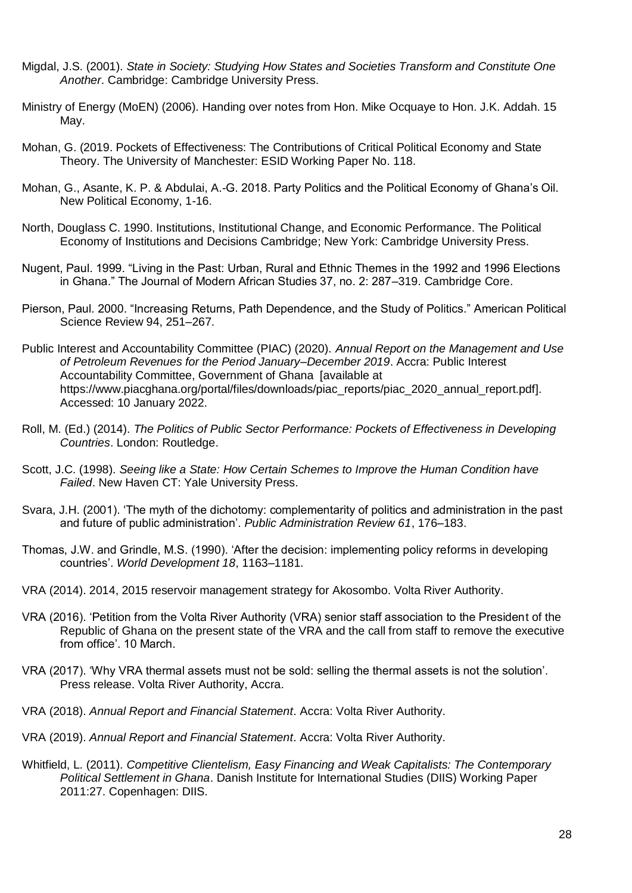Migdal, J.S. (2001). *State in Society: Studying How States and Societies Transform and Constitute One Another*. Cambridge: Cambridge University Press.

Ministry of Energy (MoEN) (2006). Handing over notes from Hon. Mike Ocquaye to Hon. J.K. Addah. 15 May.

Mohan, G. (2019. Pockets of Effectiveness: The Contributions of Critical Political Economy and State Theory. The University of Manchester: ESID Working Paper No. 118.

Mohan, G., Asante, K. P. & Abdulai, A.-G. 2018. Party Politics and the Political Economy of Ghana's Oil. New Political Economy, 1-16.

North, Douglass C. 1990. Institutions, Institutional Change, and Economic Performance. The Political Economy of Institutions and Decisions Cambridge; New York: Cambridge University Press.

Nugent, Paul. 1999. "Living in the Past: Urban, Rural and Ethnic Themes in the 1992 and 1996 Elections in Ghana." The Journal of Modern African Studies 37, no. 2: 287–319. Cambridge Core.

Pierson, Paul. 2000. "Increasing Returns, Path Dependence, and the Study of Politics." American Political Science Review 94, 251–267.

Public Interest and Accountability Committee (PIAC) (2020). *Annual Report on the Management and Use of Petroleum Revenues for the Period January–December 2019*. Accra: Public Interest Accountability Committee, Government of Ghana [available at https://www.piacghana.org/portal/files/downloads/piac_reports/piac_2020_annual_report.pdf]. Accessed: 10 January 2022.

Roll, M. (Ed.) (2014). *The Politics of Public Sector Performance: Pockets of Effectiveness in Developing Countries*. London: Routledge.

Scott, J.C. (1998). *Seeing like a State: How Certain Schemes to Improve the Human Condition have Failed*. New Haven CT: Yale University Press.

Svara, J.H. (2001). 'The myth of the dichotomy: complementarity of politics and administration in the past and future of public administration'. *Public Administration Review 61*, 176–183.

Thomas, J.W. and Grindle, M.S. (1990). 'After the decision: implementing policy reforms in developing countries'. *World Development 18*, 1163–1181.

VRA (2014). 2014, 2015 reservoir management strategy for Akosombo. Volta River Authority.

VRA (2016). 'Petition from the Volta River Authority (VRA) senior staff association to the President of the Republic of Ghana on the present state of the VRA and the call from staff to remove the executive from office'. 10 March.

VRA (2017). 'Why VRA thermal assets must not be sold: selling the thermal assets is not the solution'. Press release. Volta River Authority, Accra.

VRA (2018). *Annual Report and Financial Statement*. Accra: Volta River Authority.

VRA (2019). *Annual Report and Financial Statement*. Accra: Volta River Authority.

Whitfield, L. (2011). *Competitive Clientelism, Easy Financing and Weak Capitalists: The Contemporary Political Settlement in Ghana*. Danish Institute for International Studies (DIIS) Working Paper 2011:27. Copenhagen: DIIS.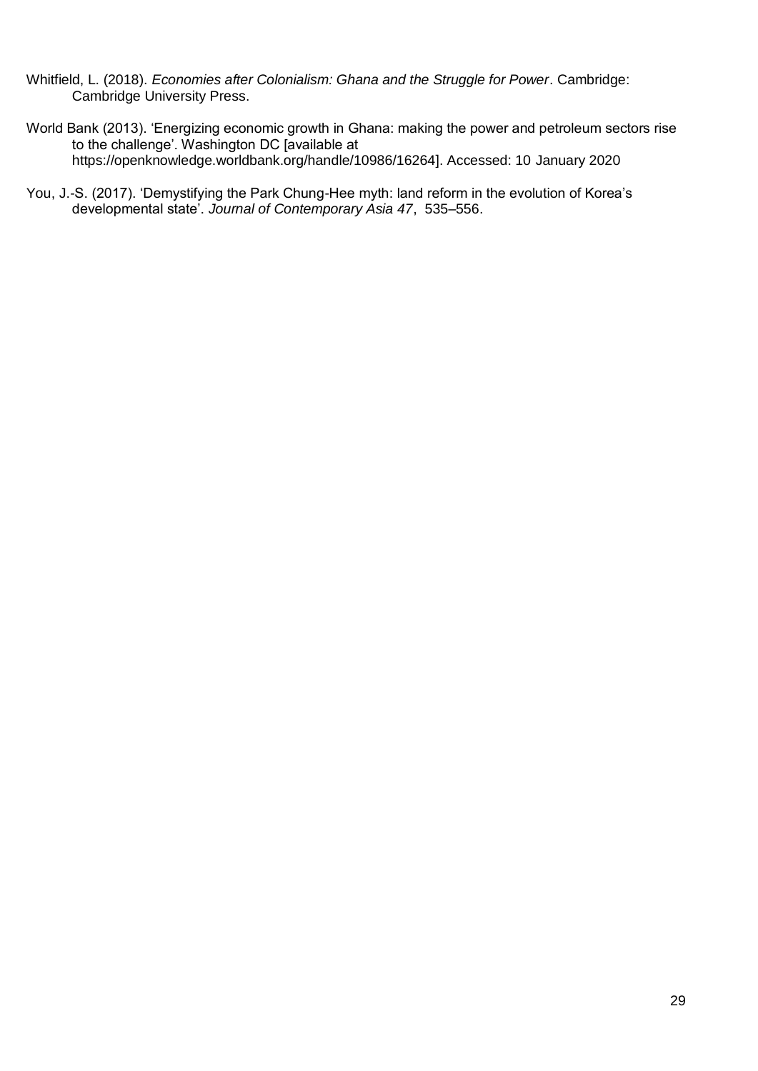Whitfield, L. (2018). *Economies after Colonialism: Ghana and the Struggle for Power*. Cambridge: Cambridge University Press.

World Bank (2013). 'Energizing economic growth in Ghana: making the power and petroleum sectors rise to the challenge'. Washington DC [available at https://openknowledge.worldbank.org/handle/10986/16264]. Accessed: 10 January 2020

You, J.-S. (2017). 'Demystifying the Park Chung-Hee myth: land reform in the evolution of Korea's developmental state'. *Journal of Contemporary Asia 47*, 535–556.